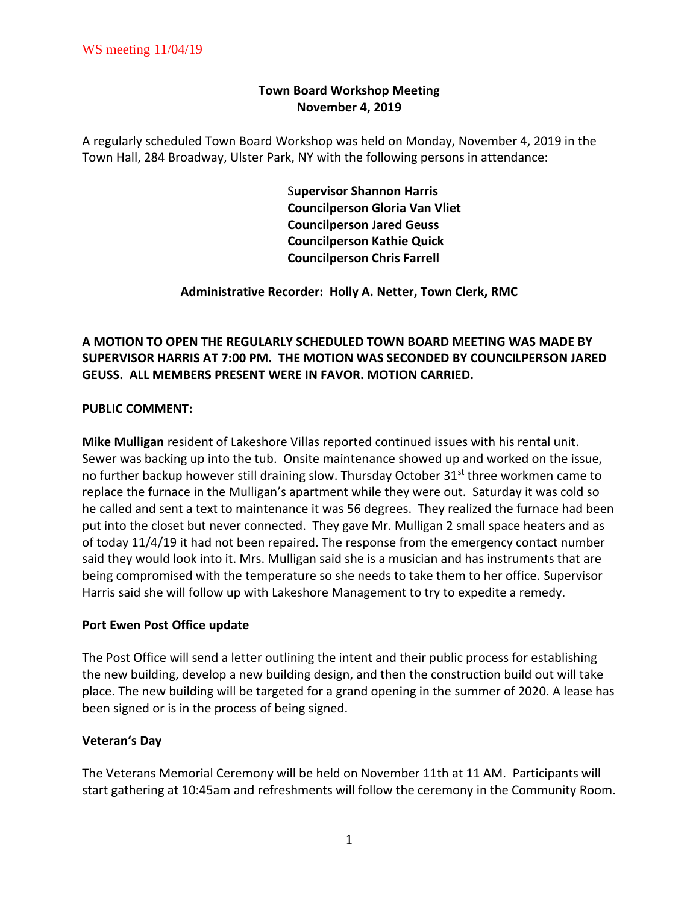WS meeting 11/04/19

**Town Board Workshop Meeting**
**November 4, 2019**

A regularly scheduled Town Board Workshop was held on Monday, November 4, 2019 in the Town Hall, 284 Broadway, Ulster Park, NY with the following persons in attendance:

**Supervisor Shannon Harris**
**Councilperson Gloria Van Vliet**
**Councilperson Jared Geuss**
**Councilperson Kathie Quick**
**Councilperson Chris Farrell**

**Administrative Recorder: Holly A. Netter, Town Clerk, RMC**

**A MOTION TO OPEN THE REGULARLY SCHEDULED TOWN BOARD MEETING WAS MADE BY SUPERVISOR HARRIS AT 7:00 PM. THE MOTION WAS SECONDED BY COUNCILPERSON JARED GEUSS. ALL MEMBERS PRESENT WERE IN FAVOR. MOTION CARRIED.**

**PUBLIC COMMENT:**

**Mike Mulligan** resident of Lakeshore Villas reported continued issues with his rental unit. Sewer was backing up into the tub. Onsite maintenance showed up and worked on the issue, no further backup however still draining slow. Thursday October 31st three workmen came to replace the furnace in the Mulligan's apartment while they were out. Saturday it was cold so he called and sent a text to maintenance it was 56 degrees. They realized the furnace had been put into the closet but never connected. They gave Mr. Mulligan 2 small space heaters and as of today 11/4/19 it had not been repaired. The response from the emergency contact number said they would look into it. Mrs. Mulligan said she is a musician and has instruments that are being compromised with the temperature so she needs to take them to her office. Supervisor Harris said she will follow up with Lakeshore Management to try to expedite a remedy.

**Port Ewen Post Office update**

The Post Office will send a letter outlining the intent and their public process for establishing the new building, develop a new building design, and then the construction build out will take place. The new building will be targeted for a grand opening in the summer of 2020. A lease has been signed or is in the process of being signed.

**Veteran's Day**

The Veterans Memorial Ceremony will be held on November 11th at 11 AM. Participants will start gathering at 10:45am and refreshments will follow the ceremony in the Community Room.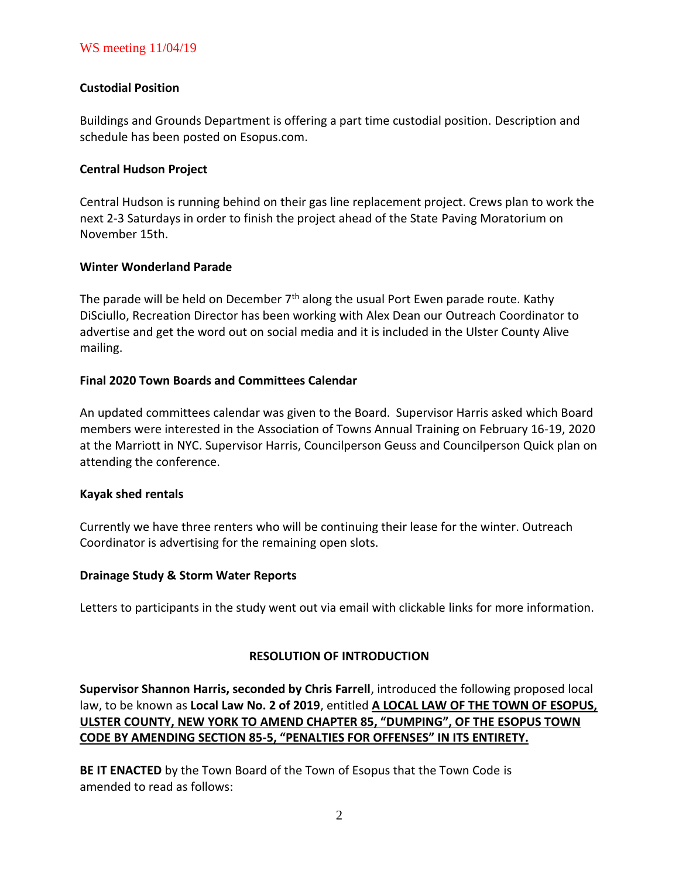### Custodial Position

Buildings and Grounds Department is offering a part time custodial position. Description and schedule has been posted on Esopus.com.

### Central Hudson Project

Central Hudson is running behind on their gas line replacement project. Crews plan to work the next 2-3 Saturdays in order to finish the project ahead of the State Paving Moratorium on November 15th.

### Winter Wonderland Parade

The parade will be held on December 7th along the usual Port Ewen parade route. Kathy DiSciullo, Recreation Director has been working with Alex Dean our Outreach Coordinator to advertise and get the word out on social media and it is included in the Ulster County Alive mailing.

### Final 2020 Town Boards and Committees Calendar

An updated committees calendar was given to the Board. Supervisor Harris asked which Board members were interested in the Association of Towns Annual Training on February 16-19, 2020 at the Marriott in NYC. Supervisor Harris, Councilperson Geuss and Councilperson Quick plan on attending the conference.

### Kayak shed rentals

Currently we have three renters who will be continuing their lease for the winter. Outreach Coordinator is advertising for the remaining open slots.

### Drainage Study & Storm Water Reports

Letters to participants in the study went out via email with clickable links for more information.

## RESOLUTION OF INTRODUCTION

**Supervisor Shannon Harris, seconded by Chris Farrell**, introduced the following proposed local law, to be known as **Local Law No. 2 of 2019**, entitled **A LOCAL LAW OF THE TOWN OF ESOPUS, ULSTER COUNTY, NEW YORK TO AMEND CHAPTER 85, "DUMPING", OF THE ESOPUS TOWN CODE BY AMENDING SECTION 85-5, "PENALTIES FOR OFFENSES" IN ITS ENTIRETY.**

**BE IT ENACTED** by the Town Board of the Town of Esopus that the Town Code is amended to read as follows: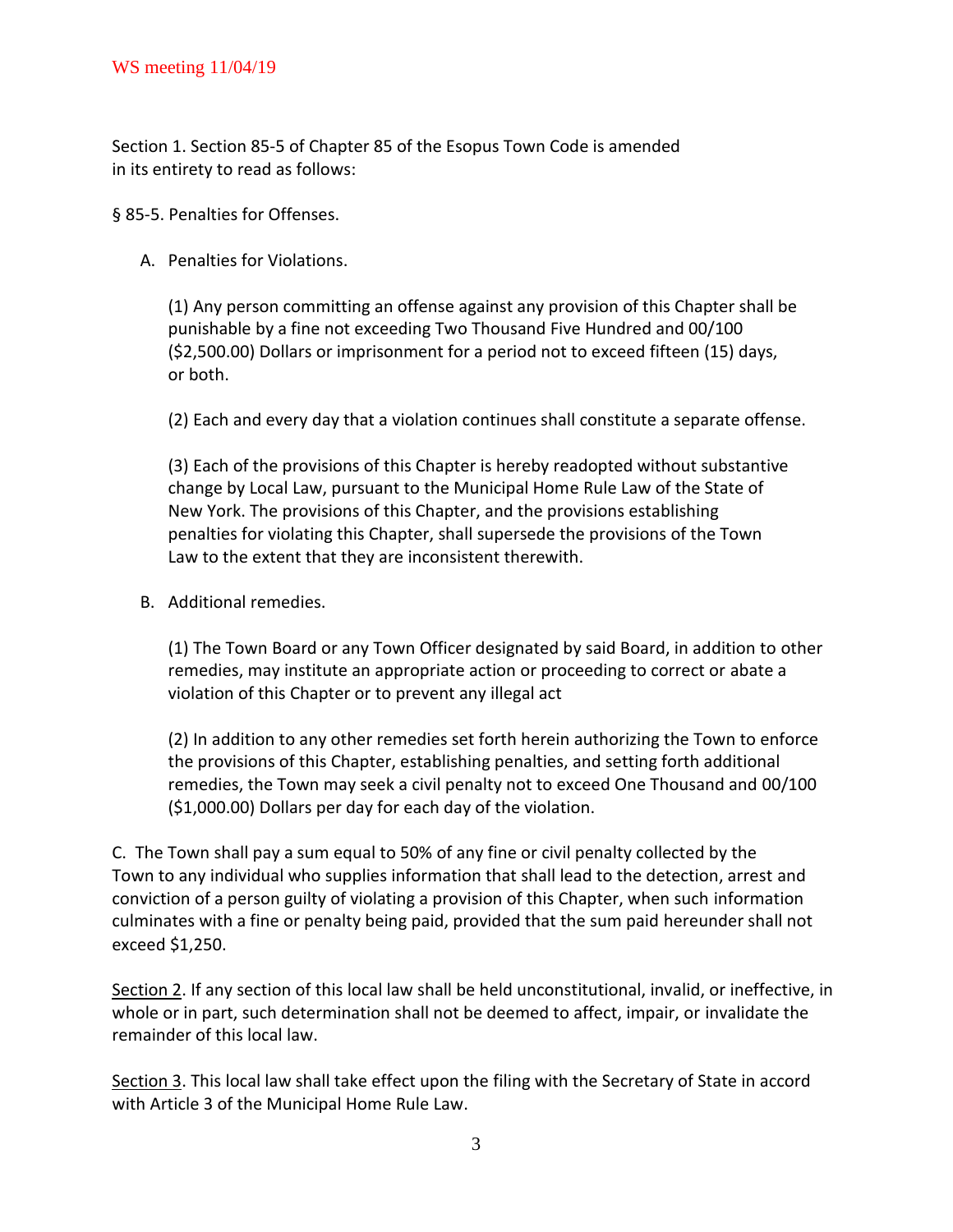WS meeting 11/04/19

Section 1. Section 85-5 of Chapter 85 of the Esopus Town Code is amended in its entirety to read as follows:

§ 85-5. Penalties for Offenses.

A. Penalties for Violations.

(1) Any person committing an offense against any provision of this Chapter shall be punishable by a fine not exceeding Two Thousand Five Hundred and 00/100 ($2,500.00) Dollars or imprisonment for a period not to exceed fifteen (15) days, or both.

(2) Each and every day that a violation continues shall constitute a separate offense.

(3) Each of the provisions of this Chapter is hereby readopted without substantive change by Local Law, pursuant to the Municipal Home Rule Law of the State of New York. The provisions of this Chapter, and the provisions establishing penalties for violating this Chapter, shall supersede the provisions of the Town Law to the extent that they are inconsistent therewith.

B. Additional remedies.

(1) The Town Board or any Town Officer designated by said Board, in addition to other remedies, may institute an appropriate action or proceeding to correct or abate a violation of this Chapter or to prevent any illegal act

(2) In addition to any other remedies set forth herein authorizing the Town to enforce the provisions of this Chapter, establishing penalties, and setting forth additional remedies, the Town may seek a civil penalty not to exceed One Thousand and 00/100 ($1,000.00) Dollars per day for each day of the violation.

C. The Town shall pay a sum equal to 50% of any fine or civil penalty collected by the Town to any individual who supplies information that shall lead to the detection, arrest and conviction of a person guilty of violating a provision of this Chapter, when such information culminates with a fine or penalty being paid, provided that the sum paid hereunder shall not exceed $1,250.

Section 2. If any section of this local law shall be held unconstitutional, invalid, or ineffective, in whole or in part, such determination shall not be deemed to affect, impair, or invalidate the remainder of this local law.

Section 3. This local law shall take effect upon the filing with the Secretary of State in accord with Article 3 of the Municipal Home Rule Law.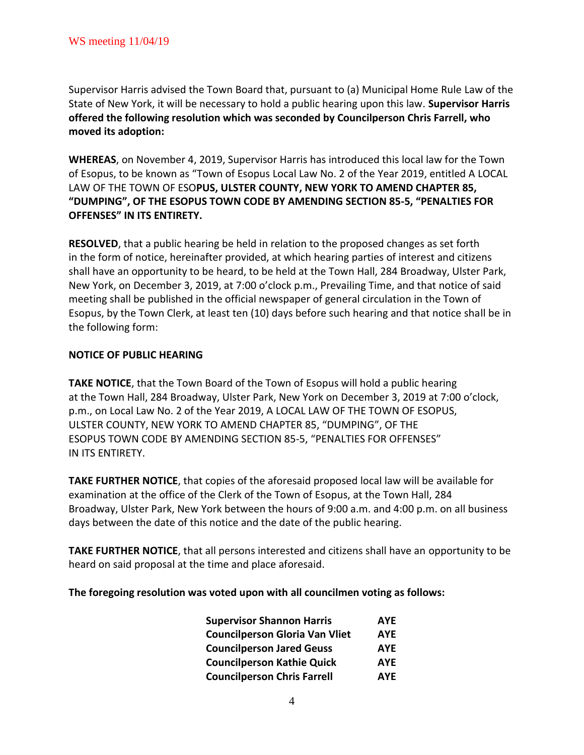Supervisor Harris advised the Town Board that, pursuant to (a) Municipal Home Rule Law of the State of New York, it will be necessary to hold a public hearing upon this law. **Supervisor Harris offered the following resolution which was seconded by Councilperson Chris Farrell, who moved its adoption:**

**WHEREAS**, on November 4, 2019, Supervisor Harris has introduced this local law for the Town of Esopus, to be known as "Town of Esopus Local Law No. 2 of the Year 2019, entitled A LOCAL LAW OF THE TOWN OF ESO**PUS, ULSTER COUNTY, NEW YORK TO AMEND CHAPTER 85, "DUMPING", OF THE ESOPUS TOWN CODE BY AMENDING SECTION 85-5, "PENALTIES FOR OFFENSES" IN ITS ENTIRETY.**

**RESOLVED**, that a public hearing be held in relation to the proposed changes as set forth in the form of notice, hereinafter provided, at which hearing parties of interest and citizens shall have an opportunity to be heard, to be held at the Town Hall, 284 Broadway, Ulster Park, New York, on December 3, 2019, at 7:00 o'clock p.m., Prevailing Time, and that notice of said meeting shall be published in the official newspaper of general circulation in the Town of Esopus, by the Town Clerk, at least ten (10) days before such hearing and that notice shall be in the following form:

**NOTICE OF PUBLIC HEARING**

**TAKE NOTICE**, that the Town Board of the Town of Esopus will hold a public hearing at the Town Hall, 284 Broadway, Ulster Park, New York on December 3, 2019 at 7:00 o'clock, p.m., on Local Law No. 2 of the Year 2019, A LOCAL LAW OF THE TOWN OF ESOPUS, ULSTER COUNTY, NEW YORK TO AMEND CHAPTER 85, "DUMPING", OF THE ESOPUS TOWN CODE BY AMENDING SECTION 85-5, "PENALTIES FOR OFFENSES" IN ITS ENTIRETY.

**TAKE FURTHER NOTICE**, that copies of the aforesaid proposed local law will be available for examination at the office of the Clerk of the Town of Esopus, at the Town Hall, 284 Broadway, Ulster Park, New York between the hours of 9:00 a.m. and 4:00 p.m. on all business days between the date of this notice and the date of the public hearing.

**TAKE FURTHER NOTICE**, that all persons interested and citizens shall have an opportunity to be heard on said proposal at the time and place aforesaid.

**The foregoing resolution was voted upon with all councilmen voting as follows:**

| | |
|---|---|
| **Supervisor Shannon Harris** | **AYE** |
| **Councilperson Gloria Van Vliet** | **AYE** |
| **Councilperson Jared Geuss** | **AYE** |
| **Councilperson Kathie Quick** | **AYE** |
| **Councilperson Chris Farrell** | **AYE** |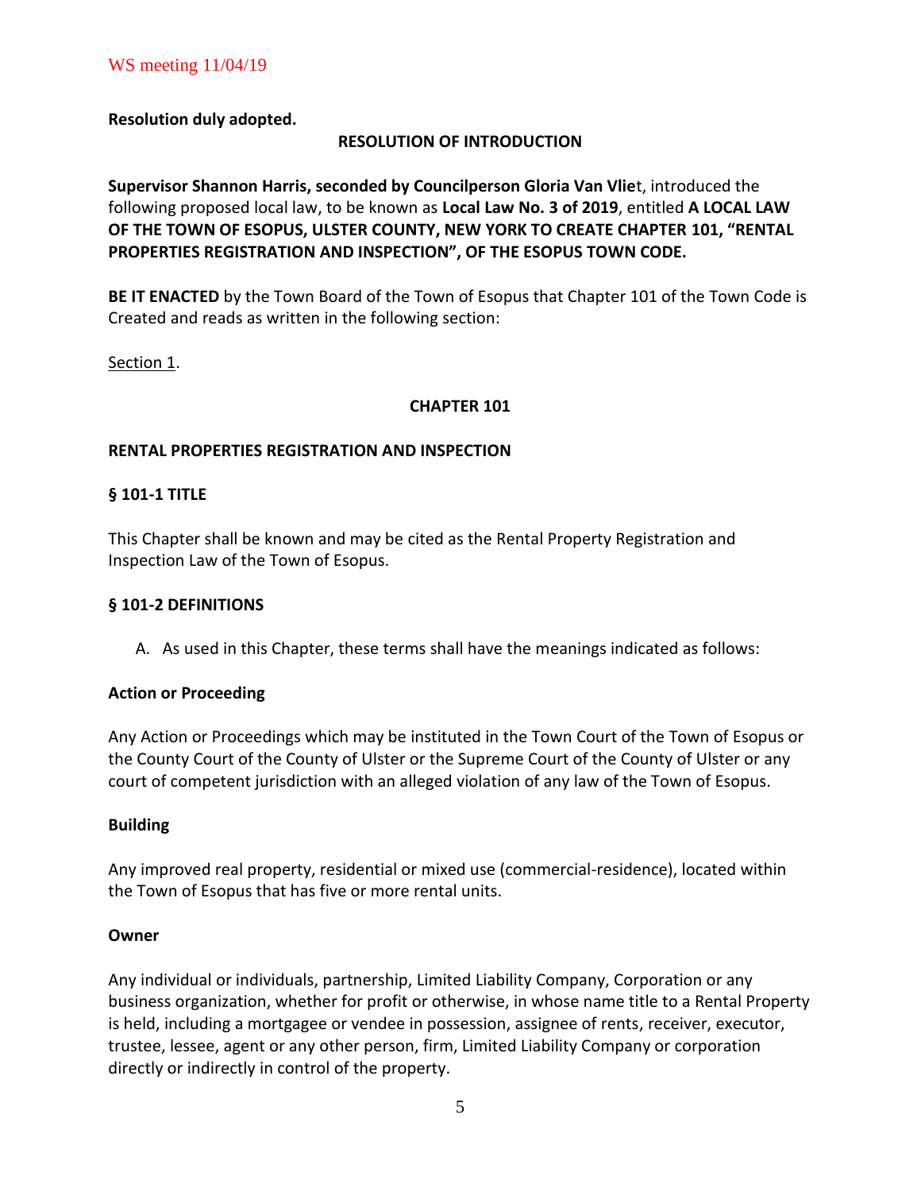**Resolution duly adopted.**

**RESOLUTION OF INTRODUCTION**

**Supervisor Shannon Harris, seconded by Councilperson Gloria Van Vliet**, introduced the following proposed local law, to be known as **Local Law No. 3 of 2019**, entitled **A LOCAL LAW OF THE TOWN OF ESOPUS, ULSTER COUNTY, NEW YORK TO CREATE CHAPTER 101, "RENTAL PROPERTIES REGISTRATION AND INSPECTION", OF THE ESOPUS TOWN CODE.**

**BE IT ENACTED** by the Town Board of the Town of Esopus that Chapter 101 of the Town Code is Created and reads as written in the following section:

Section 1.

## CHAPTER 101

## RENTAL PROPERTIES REGISTRATION AND INSPECTION

### § 101-1 TITLE

This Chapter shall be known and may be cited as the Rental Property Registration and Inspection Law of the Town of Esopus.

### § 101-2 DEFINITIONS

A. As used in this Chapter, these terms shall have the meanings indicated as follows:

**Action or Proceeding**

Any Action or Proceedings which may be instituted in the Town Court of the Town of Esopus or the County Court of the County of Ulster or the Supreme Court of the County of Ulster or any court of competent jurisdiction with an alleged violation of any law of the Town of Esopus.

**Building**

Any improved real property, residential or mixed use (commercial-residence), located within the Town of Esopus that has five or more rental units.

**Owner**

Any individual or individuals, partnership, Limited Liability Company, Corporation or any business organization, whether for profit or otherwise, in whose name title to a Rental Property is held, including a mortgagee or vendee in possession, assignee of rents, receiver, executor, trustee, lessee, agent or any other person, firm, Limited Liability Company or corporation directly or indirectly in control of the property.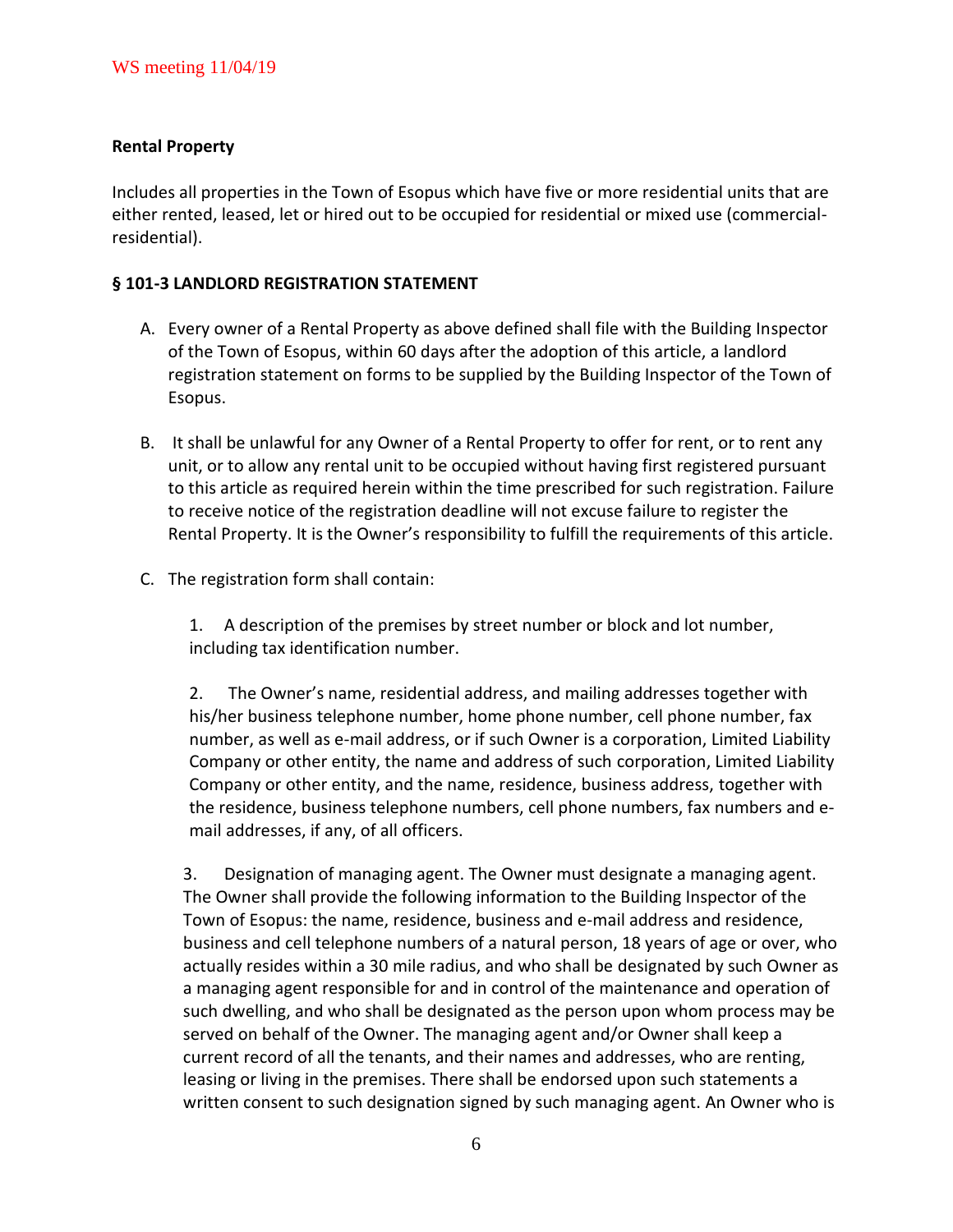WS meeting 11/04/19

**Rental Property**

Includes all properties in the Town of Esopus which have five or more residential units that are either rented, leased, let or hired out to be occupied for residential or mixed use (commercial-residential).

**§ 101-3 LANDLORD REGISTRATION STATEMENT**

A. Every owner of a Rental Property as above defined shall file with the Building Inspector of the Town of Esopus, within 60 days after the adoption of this article, a landlord registration statement on forms to be supplied by the Building Inspector of the Town of Esopus.

B. It shall be unlawful for any Owner of a Rental Property to offer for rent, or to rent any unit, or to allow any rental unit to be occupied without having first registered pursuant to this article as required herein within the time prescribed for such registration. Failure to receive notice of the registration deadline will not excuse failure to register the Rental Property. It is the Owner's responsibility to fulfill the requirements of this article.

C. The registration form shall contain:

   1. A description of the premises by street number or block and lot number, including tax identification number.

   2. The Owner's name, residential address, and mailing addresses together with his/her business telephone number, home phone number, cell phone number, fax number, as well as e-mail address, or if such Owner is a corporation, Limited Liability Company or other entity, the name and address of such corporation, Limited Liability Company or other entity, and the name, residence, business address, together with the residence, business telephone numbers, cell phone numbers, fax numbers and e-mail addresses, if any, of all officers.

   3. Designation of managing agent. The Owner must designate a managing agent. The Owner shall provide the following information to the Building Inspector of the Town of Esopus: the name, residence, business and e-mail address and residence, business and cell telephone numbers of a natural person, 18 years of age or over, who actually resides within a 30 mile radius, and who shall be designated by such Owner as a managing agent responsible for and in control of the maintenance and operation of such dwelling, and who shall be designated as the person upon whom process may be served on behalf of the Owner. The managing agent and/or Owner shall keep a current record of all the tenants, and their names and addresses, who are renting, leasing or living in the premises. There shall be endorsed upon such statements a written consent to such designation signed by such managing agent. An Owner who is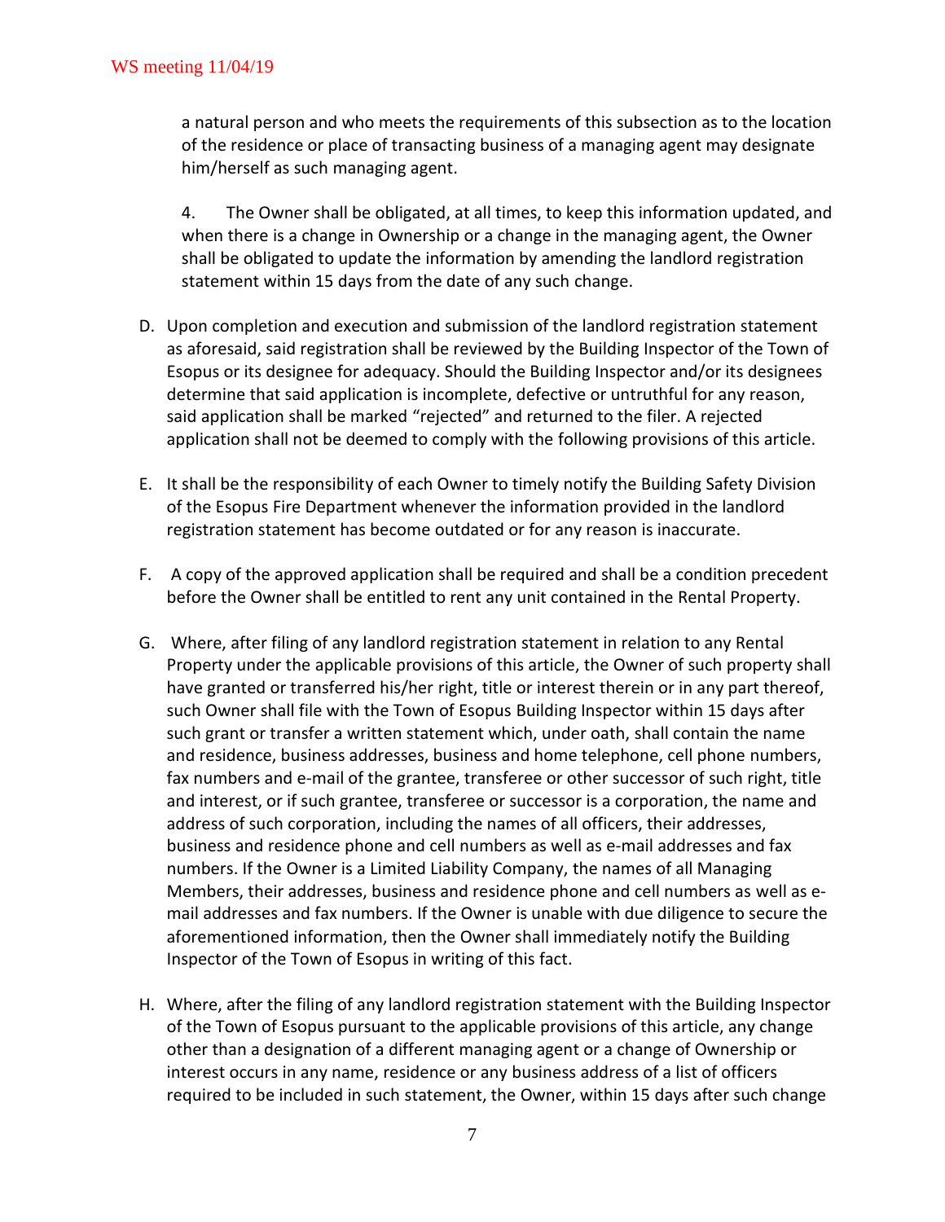a natural person and who meets the requirements of this subsection as to the location of the residence or place of transacting business of a managing agent may designate him/herself as such managing agent.

4. The Owner shall be obligated, at all times, to keep this information updated, and when there is a change in Ownership or a change in the managing agent, the Owner shall be obligated to update the information by amending the landlord registration statement within 15 days from the date of any such change.

D. Upon completion and execution and submission of the landlord registration statement as aforesaid, said registration shall be reviewed by the Building Inspector of the Town of Esopus or its designee for adequacy. Should the Building Inspector and/or its designees determine that said application is incomplete, defective or untruthful for any reason, said application shall be marked "rejected" and returned to the filer. A rejected application shall not be deemed to comply with the following provisions of this article.

E. It shall be the responsibility of each Owner to timely notify the Building Safety Division of the Esopus Fire Department whenever the information provided in the landlord registration statement has become outdated or for any reason is inaccurate.

F. A copy of the approved application shall be required and shall be a condition precedent before the Owner shall be entitled to rent any unit contained in the Rental Property.

G. Where, after filing of any landlord registration statement in relation to any Rental Property under the applicable provisions of this article, the Owner of such property shall have granted or transferred his/her right, title or interest therein or in any part thereof, such Owner shall file with the Town of Esopus Building Inspector within 15 days after such grant or transfer a written statement which, under oath, shall contain the name and residence, business addresses, business and home telephone, cell phone numbers, fax numbers and e-mail of the grantee, transferee or other successor of such right, title and interest, or if such grantee, transferee or successor is a corporation, the name and address of such corporation, including the names of all officers, their addresses, business and residence phone and cell numbers as well as e-mail addresses and fax numbers. If the Owner is a Limited Liability Company, the names of all Managing Members, their addresses, business and residence phone and cell numbers as well as e-mail addresses and fax numbers. If the Owner is unable with due diligence to secure the aforementioned information, then the Owner shall immediately notify the Building Inspector of the Town of Esopus in writing of this fact.

H. Where, after the filing of any landlord registration statement with the Building Inspector of the Town of Esopus pursuant to the applicable provisions of this article, any change other than a designation of a different managing agent or a change of Ownership or interest occurs in any name, residence or any business address of a list of officers required to be included in such statement, the Owner, within 15 days after such change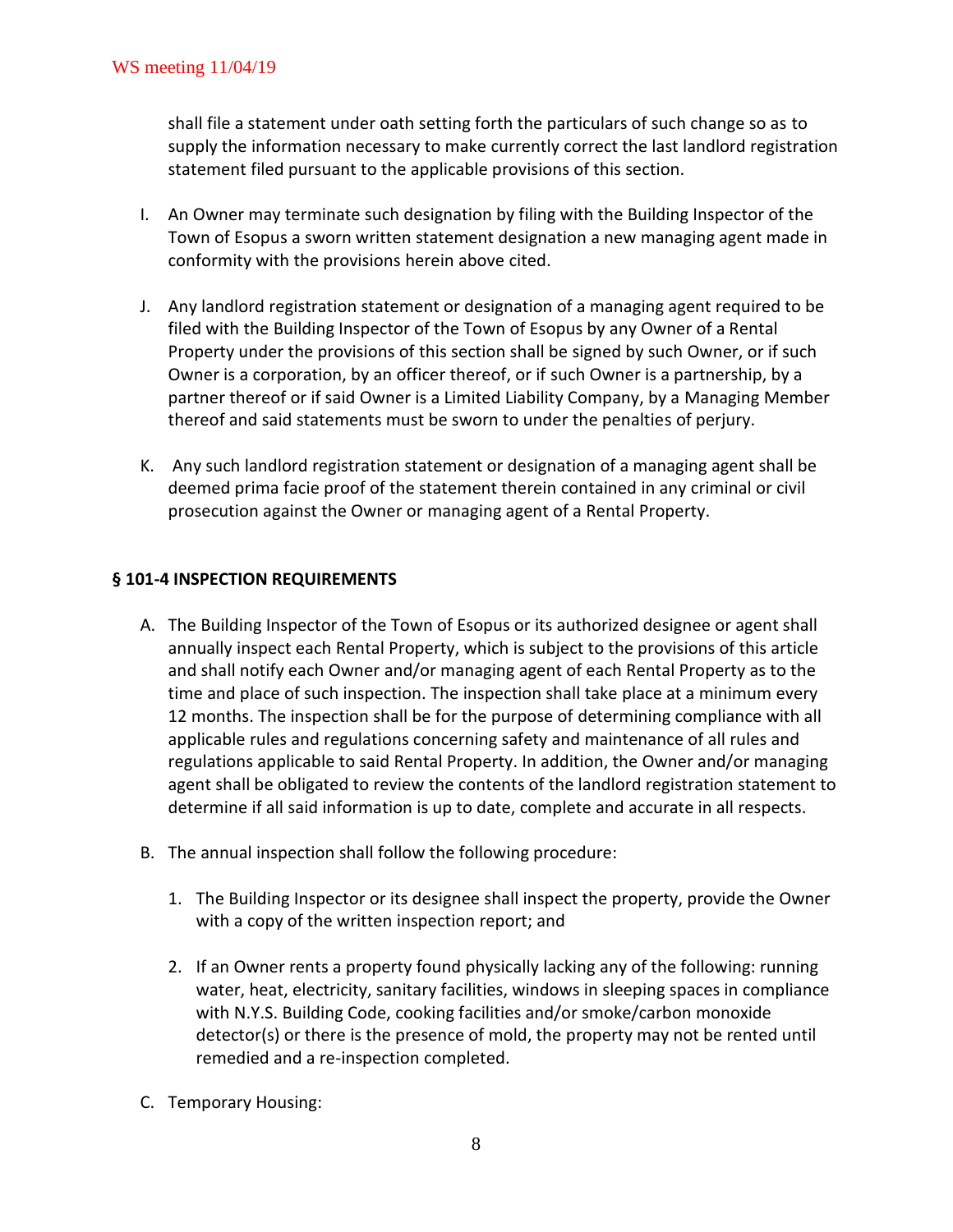shall file a statement under oath setting forth the particulars of such change so as to supply the information necessary to make currently correct the last landlord registration statement filed pursuant to the applicable provisions of this section.

I. An Owner may terminate such designation by filing with the Building Inspector of the Town of Esopus a sworn written statement designation a new managing agent made in conformity with the provisions herein above cited.

J. Any landlord registration statement or designation of a managing agent required to be filed with the Building Inspector of the Town of Esopus by any Owner of a Rental Property under the provisions of this section shall be signed by such Owner, or if such Owner is a corporation, by an officer thereof, or if such Owner is a partnership, by a partner thereof or if said Owner is a Limited Liability Company, by a Managing Member thereof and said statements must be sworn to under the penalties of perjury.

K. Any such landlord registration statement or designation of a managing agent shall be deemed prima facie proof of the statement therein contained in any criminal or civil prosecution against the Owner or managing agent of a Rental Property.

**§ 101-4 INSPECTION REQUIREMENTS**

A. The Building Inspector of the Town of Esopus or its authorized designee or agent shall annually inspect each Rental Property, which is subject to the provisions of this article and shall notify each Owner and/or managing agent of each Rental Property as to the time and place of such inspection. The inspection shall take place at a minimum every 12 months. The inspection shall be for the purpose of determining compliance with all applicable rules and regulations concerning safety and maintenance of all rules and regulations applicable to said Rental Property. In addition, the Owner and/or managing agent shall be obligated to review the contents of the landlord registration statement to determine if all said information is up to date, complete and accurate in all respects.

B. The annual inspection shall follow the following procedure:

   1. The Building Inspector or its designee shall inspect the property, provide the Owner with a copy of the written inspection report; and

   2. If an Owner rents a property found physically lacking any of the following: running water, heat, electricity, sanitary facilities, windows in sleeping spaces in compliance with N.Y.S. Building Code, cooking facilities and/or smoke/carbon monoxide detector(s) or there is the presence of mold, the property may not be rented until remedied and a re-inspection completed.

C. Temporary Housing: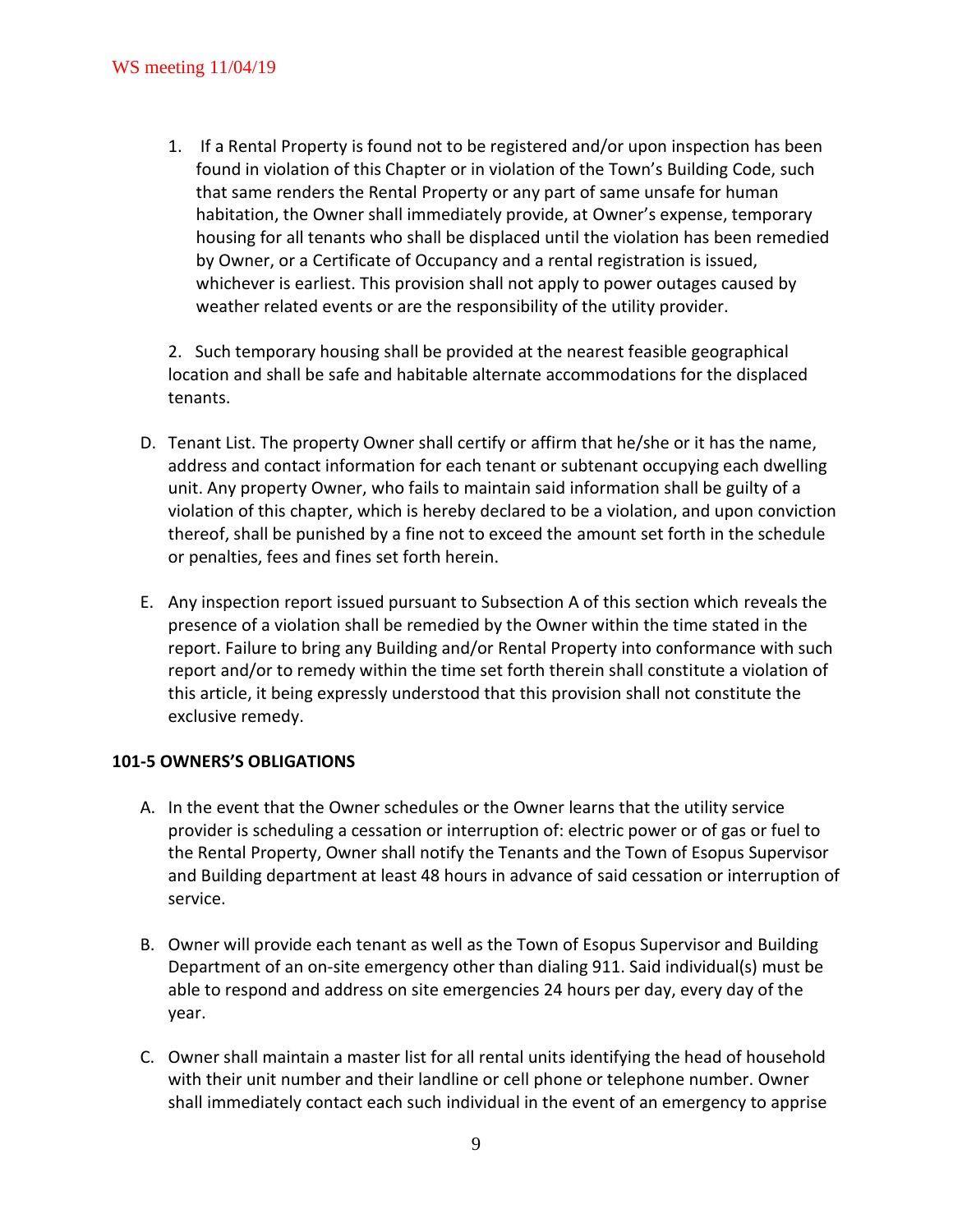1. If a Rental Property is found not to be registered and/or upon inspection has been found in violation of this Chapter or in violation of the Town's Building Code, such that same renders the Rental Property or any part of same unsafe for human habitation, the Owner shall immediately provide, at Owner's expense, temporary housing for all tenants who shall be displaced until the violation has been remedied by Owner, or a Certificate of Occupancy and a rental registration is issued, whichever is earliest. This provision shall not apply to power outages caused by weather related events or are the responsibility of the utility provider.

2. Such temporary housing shall be provided at the nearest feasible geographical location and shall be safe and habitable alternate accommodations for the displaced tenants.

D. Tenant List. The property Owner shall certify or affirm that he/she or it has the name, address and contact information for each tenant or subtenant occupying each dwelling unit. Any property Owner, who fails to maintain said information shall be guilty of a violation of this chapter, which is hereby declared to be a violation, and upon conviction thereof, shall be punished by a fine not to exceed the amount set forth in the schedule or penalties, fees and fines set forth herein.

E. Any inspection report issued pursuant to Subsection A of this section which reveals the presence of a violation shall be remedied by the Owner within the time stated in the report. Failure to bring any Building and/or Rental Property into conformance with such report and/or to remedy within the time set forth therein shall constitute a violation of this article, it being expressly understood that this provision shall not constitute the exclusive remedy.

**101-5 OWNERS'S OBLIGATIONS**

A. In the event that the Owner schedules or the Owner learns that the utility service provider is scheduling a cessation or interruption of: electric power or of gas or fuel to the Rental Property, Owner shall notify the Tenants and the Town of Esopus Supervisor and Building department at least 48 hours in advance of said cessation or interruption of service.

B. Owner will provide each tenant as well as the Town of Esopus Supervisor and Building Department of an on-site emergency other than dialing 911. Said individual(s) must be able to respond and address on site emergencies 24 hours per day, every day of the year.

C. Owner shall maintain a master list for all rental units identifying the head of household with their unit number and their landline or cell phone or telephone number. Owner shall immediately contact each such individual in the event of an emergency to apprise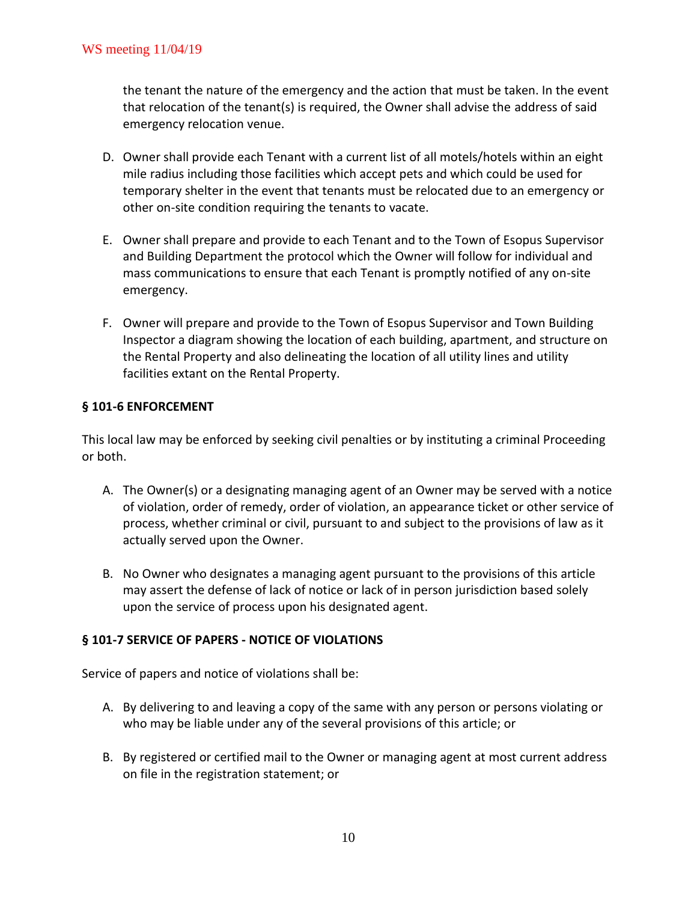the tenant the nature of the emergency and the action that must be taken. In the event that relocation of the tenant(s) is required, the Owner shall advise the address of said emergency relocation venue.

D. Owner shall provide each Tenant with a current list of all motels/hotels within an eight mile radius including those facilities which accept pets and which could be used for temporary shelter in the event that tenants must be relocated due to an emergency or other on-site condition requiring the tenants to vacate.

E. Owner shall prepare and provide to each Tenant and to the Town of Esopus Supervisor and Building Department the protocol which the Owner will follow for individual and mass communications to ensure that each Tenant is promptly notified of any on-site emergency.

F. Owner will prepare and provide to the Town of Esopus Supervisor and Town Building Inspector a diagram showing the location of each building, apartment, and structure on the Rental Property and also delineating the location of all utility lines and utility facilities extant on the Rental Property.

**§ 101-6 ENFORCEMENT**

This local law may be enforced by seeking civil penalties or by instituting a criminal Proceeding or both.

A. The Owner(s) or a designating managing agent of an Owner may be served with a notice of violation, order of remedy, order of violation, an appearance ticket or other service of process, whether criminal or civil, pursuant to and subject to the provisions of law as it actually served upon the Owner.

B. No Owner who designates a managing agent pursuant to the provisions of this article may assert the defense of lack of notice or lack of in person jurisdiction based solely upon the service of process upon his designated agent.

**§ 101-7 SERVICE OF PAPERS - NOTICE OF VIOLATIONS**

Service of papers and notice of violations shall be:

A. By delivering to and leaving a copy of the same with any person or persons violating or who may be liable under any of the several provisions of this article; or

B. By registered or certified mail to the Owner or managing agent at most current address on file in the registration statement; or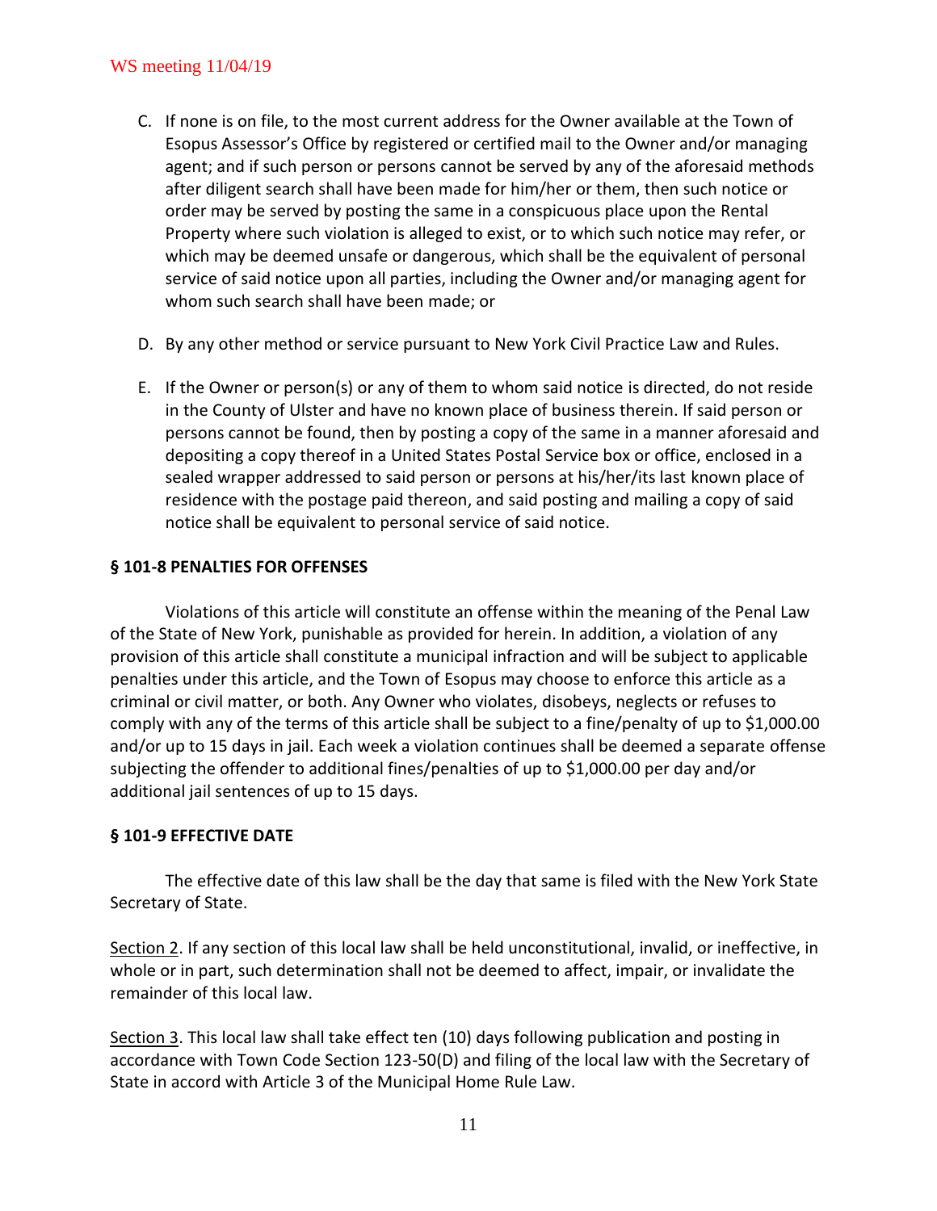C. If none is on file, to the most current address for the Owner available at the Town of Esopus Assessor's Office by registered or certified mail to the Owner and/or managing agent; and if such person or persons cannot be served by any of the aforesaid methods after diligent search shall have been made for him/her or them, then such notice or order may be served by posting the same in a conspicuous place upon the Rental Property where such violation is alleged to exist, or to which such notice may refer, or which may be deemed unsafe or dangerous, which shall be the equivalent of personal service of said notice upon all parties, including the Owner and/or managing agent for whom such search shall have been made; or

D. By any other method or service pursuant to New York Civil Practice Law and Rules.

E. If the Owner or person(s) or any of them to whom said notice is directed, do not reside in the County of Ulster and have no known place of business therein. If said person or persons cannot be found, then by posting a copy of the same in a manner aforesaid and depositing a copy thereof in a United States Postal Service box or office, enclosed in a sealed wrapper addressed to said person or persons at his/her/its last known place of residence with the postage paid thereon, and said posting and mailing a copy of said notice shall be equivalent to personal service of said notice.

**§ 101-8 PENALTIES FOR OFFENSES**

Violations of this article will constitute an offense within the meaning of the Penal Law of the State of New York, punishable as provided for herein. In addition, a violation of any provision of this article shall constitute a municipal infraction and will be subject to applicable penalties under this article, and the Town of Esopus may choose to enforce this article as a criminal or civil matter, or both. Any Owner who violates, disobeys, neglects or refuses to comply with any of the terms of this article shall be subject to a fine/penalty of up to $1,000.00 and/or up to 15 days in jail. Each week a violation continues shall be deemed a separate offense subjecting the offender to additional fines/penalties of up to $1,000.00 per day and/or additional jail sentences of up to 15 days.

**§ 101-9 EFFECTIVE DATE**

The effective date of this law shall be the day that same is filed with the New York State Secretary of State.

Section 2. If any section of this local law shall be held unconstitutional, invalid, or ineffective, in whole or in part, such determination shall not be deemed to affect, impair, or invalidate the remainder of this local law.

Section 3. This local law shall take effect ten (10) days following publication and posting in accordance with Town Code Section 123-50(D) and filing of the local law with the Secretary of State in accord with Article 3 of the Municipal Home Rule Law.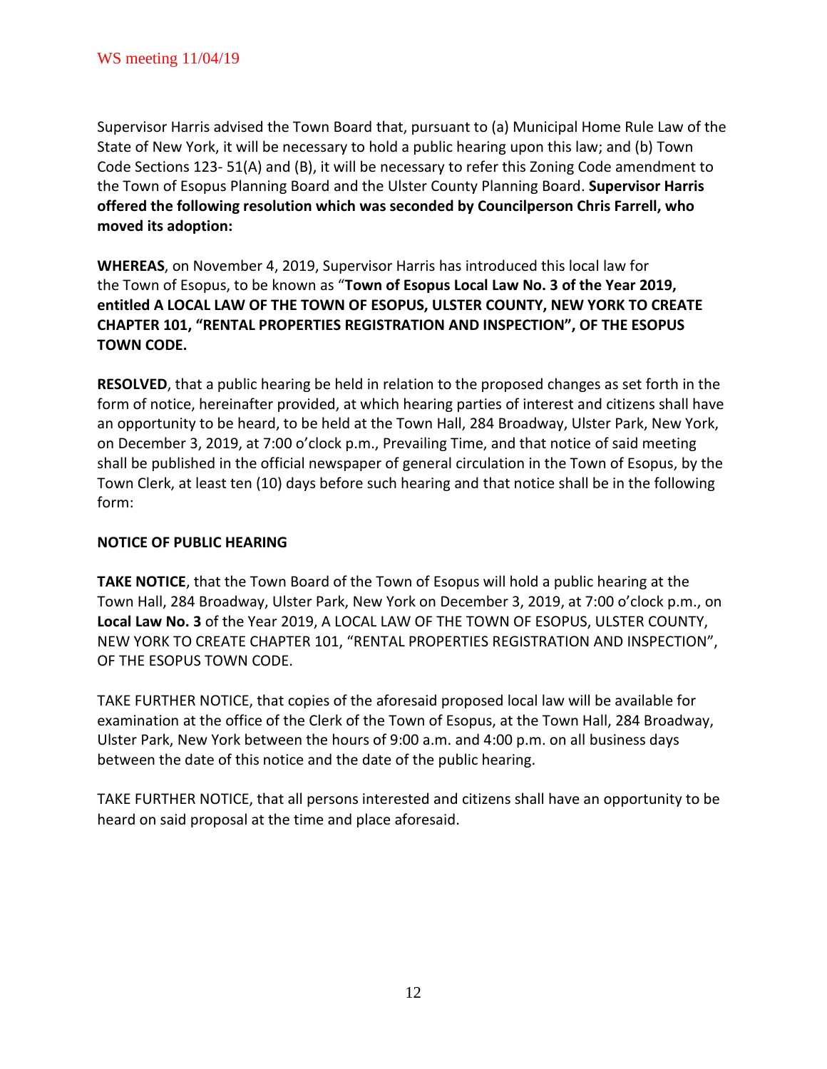Supervisor Harris advised the Town Board that, pursuant to (a) Municipal Home Rule Law of the State of New York, it will be necessary to hold a public hearing upon this law; and (b) Town Code Sections 123- 51(A) and (B), it will be necessary to refer this Zoning Code amendment to the Town of Esopus Planning Board and the Ulster County Planning Board. **Supervisor Harris offered the following resolution which was seconded by Councilperson Chris Farrell, who moved its adoption:**

**WHEREAS**, on November 4, 2019, Supervisor Harris has introduced this local law for the Town of Esopus, to be known as "**Town of Esopus Local Law No. 3 of the Year 2019, entitled A LOCAL LAW OF THE TOWN OF ESOPUS, ULSTER COUNTY, NEW YORK TO CREATE CHAPTER 101, "RENTAL PROPERTIES REGISTRATION AND INSPECTION", OF THE ESOPUS TOWN CODE.**

**RESOLVED**, that a public hearing be held in relation to the proposed changes as set forth in the form of notice, hereinafter provided, at which hearing parties of interest and citizens shall have an opportunity to be heard, to be held at the Town Hall, 284 Broadway, Ulster Park, New York, on December 3, 2019, at 7:00 o'clock p.m., Prevailing Time, and that notice of said meeting shall be published in the official newspaper of general circulation in the Town of Esopus, by the Town Clerk, at least ten (10) days before such hearing and that notice shall be in the following form:

**NOTICE OF PUBLIC HEARING**

**TAKE NOTICE**, that the Town Board of the Town of Esopus will hold a public hearing at the Town Hall, 284 Broadway, Ulster Park, New York on December 3, 2019, at 7:00 o'clock p.m., on **Local Law No. 3** of the Year 2019, A LOCAL LAW OF THE TOWN OF ESOPUS, ULSTER COUNTY, NEW YORK TO CREATE CHAPTER 101, "RENTAL PROPERTIES REGISTRATION AND INSPECTION", OF THE ESOPUS TOWN CODE.

TAKE FURTHER NOTICE, that copies of the aforesaid proposed local law will be available for examination at the office of the Clerk of the Town of Esopus, at the Town Hall, 284 Broadway, Ulster Park, New York between the hours of 9:00 a.m. and 4:00 p.m. on all business days between the date of this notice and the date of the public hearing.

TAKE FURTHER NOTICE, that all persons interested and citizens shall have an opportunity to be heard on said proposal at the time and place aforesaid.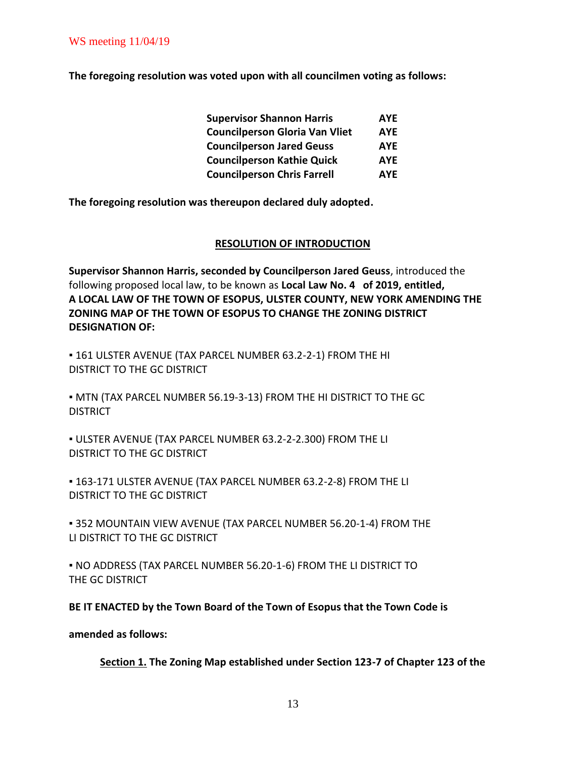**The foregoing resolution was voted upon with all councilmen voting as follows:**

| | |
|---|---|
| **Supervisor Shannon Harris** | **AYE** |
| **Councilperson Gloria Van Vliet** | **AYE** |
| **Councilperson Jared Geuss** | **AYE** |
| **Councilperson Kathie Quick** | **AYE** |
| **Councilperson Chris Farrell** | **AYE** |

**The foregoing resolution was thereupon declared duly adopted.**

**RESOLUTION OF INTRODUCTION**

**Supervisor Shannon Harris, seconded by Councilperson Jared Geuss**, introduced the following proposed local law, to be known as **Local Law No. 4 of 2019, entitled, A LOCAL LAW OF THE TOWN OF ESOPUS, ULSTER COUNTY, NEW YORK AMENDING THE ZONING MAP OF THE TOWN OF ESOPUS TO CHANGE THE ZONING DISTRICT DESIGNATION OF:**

▪ 161 ULSTER AVENUE (TAX PARCEL NUMBER 63.2-2-1) FROM THE HI DISTRICT TO THE GC DISTRICT

▪ MTN (TAX PARCEL NUMBER 56.19-3-13) FROM THE HI DISTRICT TO THE GC DISTRICT

▪ ULSTER AVENUE (TAX PARCEL NUMBER 63.2-2-2.300) FROM THE LI DISTRICT TO THE GC DISTRICT

▪ 163-171 ULSTER AVENUE (TAX PARCEL NUMBER 63.2-2-8) FROM THE LI DISTRICT TO THE GC DISTRICT

▪ 352 MOUNTAIN VIEW AVENUE (TAX PARCEL NUMBER 56.20-1-4) FROM THE LI DISTRICT TO THE GC DISTRICT

▪ NO ADDRESS (TAX PARCEL NUMBER 56.20-1-6) FROM THE LI DISTRICT TO THE GC DISTRICT

**BE IT ENACTED by the Town Board of the Town of Esopus that the Town Code is amended as follows:**

**Section 1. The Zoning Map established under Section 123-7 of Chapter 123 of the**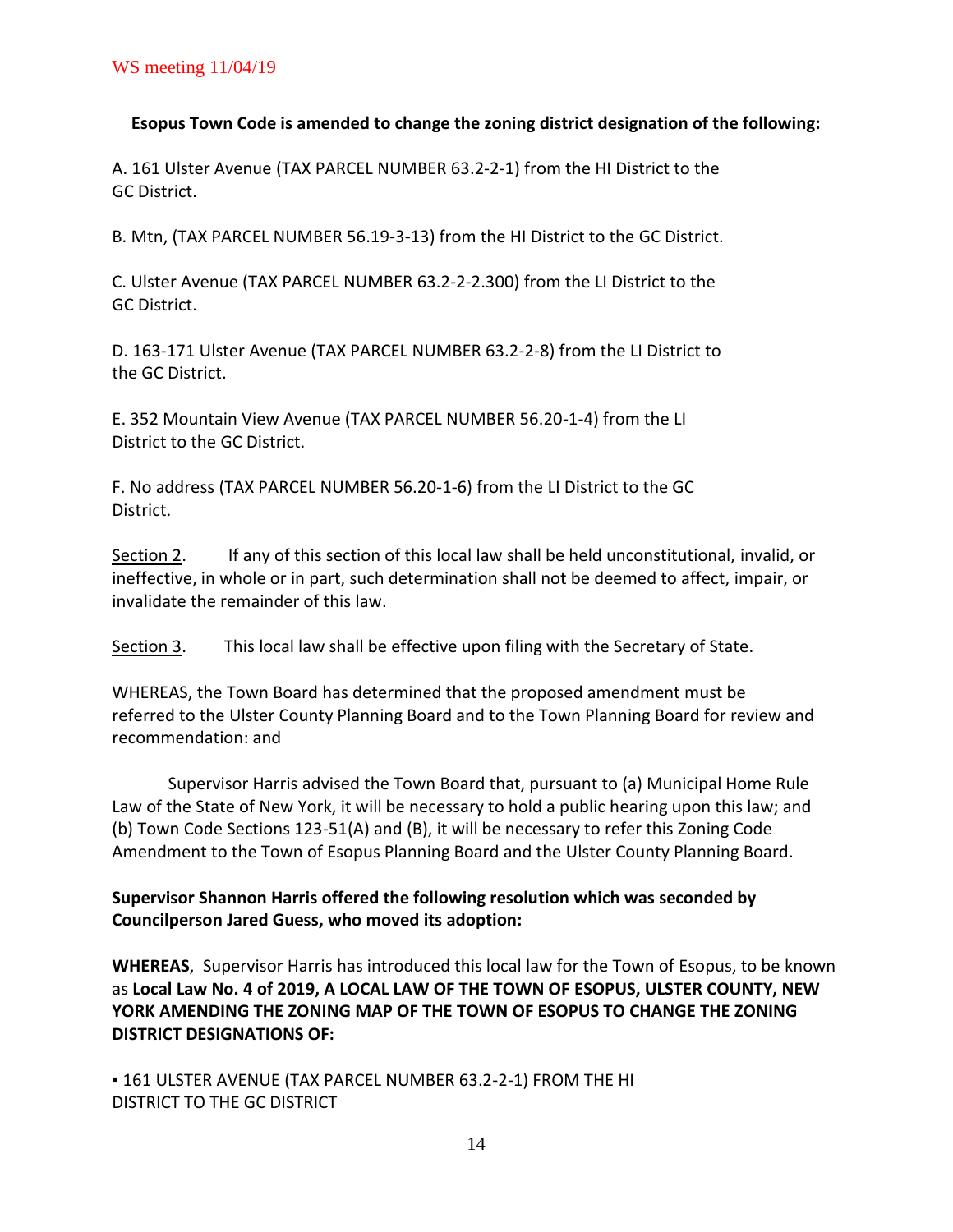WS meeting 11/04/19

**Esopus Town Code is amended to change the zoning district designation of the following:**

A. 161 Ulster Avenue (TAX PARCEL NUMBER 63.2-2-1) from the HI District to the GC District.

B. Mtn, (TAX PARCEL NUMBER 56.19-3-13) from the HI District to the GC District.

C. Ulster Avenue (TAX PARCEL NUMBER 63.2-2-2.300) from the LI District to the GC District.

D. 163-171 Ulster Avenue (TAX PARCEL NUMBER 63.2-2-8) from the LI District to the GC District.

E. 352 Mountain View Avenue (TAX PARCEL NUMBER 56.20-1-4) from the LI District to the GC District.

F. No address (TAX PARCEL NUMBER 56.20-1-6) from the LI District to the GC District.

<u>Section 2</u>. If any of this section of this local law shall be held unconstitutional, invalid, or ineffective, in whole or in part, such determination shall not be deemed to affect, impair, or invalidate the remainder of this law.

<u>Section 3</u>. This local law shall be effective upon filing with the Secretary of State.

WHEREAS, the Town Board has determined that the proposed amendment must be referred to the Ulster County Planning Board and to the Town Planning Board for review and recommendation: and

Supervisor Harris advised the Town Board that, pursuant to (a) Municipal Home Rule Law of the State of New York, it will be necessary to hold a public hearing upon this law; and (b) Town Code Sections 123-51(A) and (B), it will be necessary to refer this Zoning Code Amendment to the Town of Esopus Planning Board and the Ulster County Planning Board.

**Supervisor Shannon Harris offered the following resolution which was seconded by Councilperson Jared Guess, who moved its adoption:**

**WHEREAS**, Supervisor Harris has introduced this local law for the Town of Esopus, to be known as **Local Law No. 4 of 2019, A LOCAL LAW OF THE TOWN OF ESOPUS, ULSTER COUNTY, NEW YORK AMENDING THE ZONING MAP OF THE TOWN OF ESOPUS TO CHANGE THE ZONING DISTRICT DESIGNATIONS OF:**

▪ 161 ULSTER AVENUE (TAX PARCEL NUMBER 63.2-2-1) FROM THE HI DISTRICT TO THE GC DISTRICT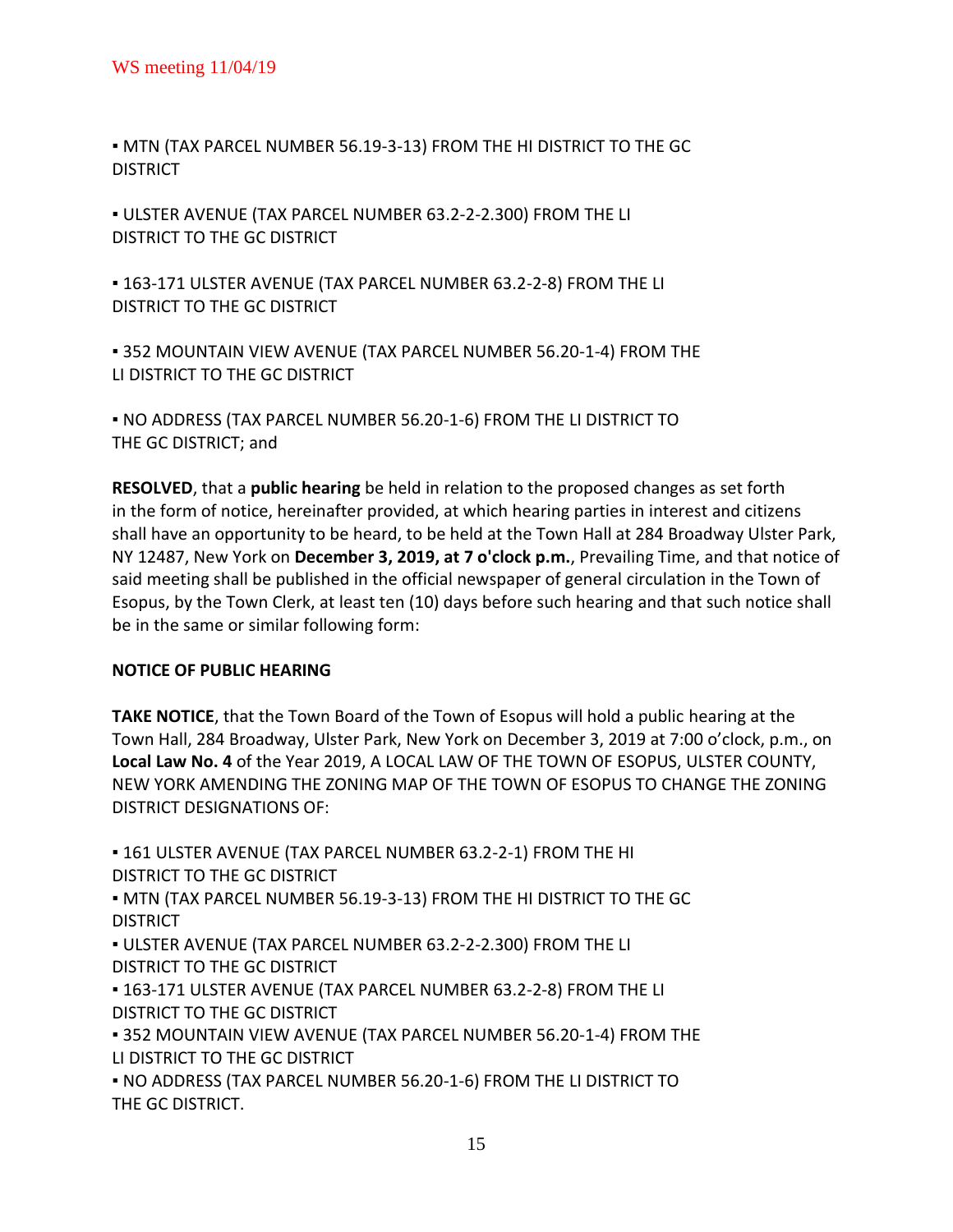▪ MTN (TAX PARCEL NUMBER 56.19-3-13) FROM THE HI DISTRICT TO THE GC DISTRICT

▪ ULSTER AVENUE (TAX PARCEL NUMBER 63.2-2-2.300) FROM THE LI DISTRICT TO THE GC DISTRICT

▪ 163-171 ULSTER AVENUE (TAX PARCEL NUMBER 63.2-2-8) FROM THE LI DISTRICT TO THE GC DISTRICT

▪ 352 MOUNTAIN VIEW AVENUE (TAX PARCEL NUMBER 56.20-1-4) FROM THE LI DISTRICT TO THE GC DISTRICT

▪ NO ADDRESS (TAX PARCEL NUMBER 56.20-1-6) FROM THE LI DISTRICT TO THE GC DISTRICT; and

**RESOLVED**, that a **public hearing** be held in relation to the proposed changes as set forth in the form of notice, hereinafter provided, at which hearing parties in interest and citizens shall have an opportunity to be heard, to be held at the Town Hall at 284 Broadway Ulster Park, NY 12487, New York on **December 3, 2019, at 7 o'clock p.m.**, Prevailing Time, and that notice of said meeting shall be published in the official newspaper of general circulation in the Town of Esopus, by the Town Clerk, at least ten (10) days before such hearing and that such notice shall be in the same or similar following form:

**NOTICE OF PUBLIC HEARING**

**TAKE NOTICE**, that the Town Board of the Town of Esopus will hold a public hearing at the Town Hall, 284 Broadway, Ulster Park, New York on December 3, 2019 at 7:00 o'clock, p.m., on **Local Law No. 4** of the Year 2019, A LOCAL LAW OF THE TOWN OF ESOPUS, ULSTER COUNTY, NEW YORK AMENDING THE ZONING MAP OF THE TOWN OF ESOPUS TO CHANGE THE ZONING DISTRICT DESIGNATIONS OF:

▪ 161 ULSTER AVENUE (TAX PARCEL NUMBER 63.2-2-1) FROM THE HI DISTRICT TO THE GC DISTRICT
▪ MTN (TAX PARCEL NUMBER 56.19-3-13) FROM THE HI DISTRICT TO THE GC DISTRICT
▪ ULSTER AVENUE (TAX PARCEL NUMBER 63.2-2-2.300) FROM THE LI DISTRICT TO THE GC DISTRICT
▪ 163-171 ULSTER AVENUE (TAX PARCEL NUMBER 63.2-2-8) FROM THE LI DISTRICT TO THE GC DISTRICT
▪ 352 MOUNTAIN VIEW AVENUE (TAX PARCEL NUMBER 56.20-1-4) FROM THE LI DISTRICT TO THE GC DISTRICT
▪ NO ADDRESS (TAX PARCEL NUMBER 56.20-1-6) FROM THE LI DISTRICT TO THE GC DISTRICT.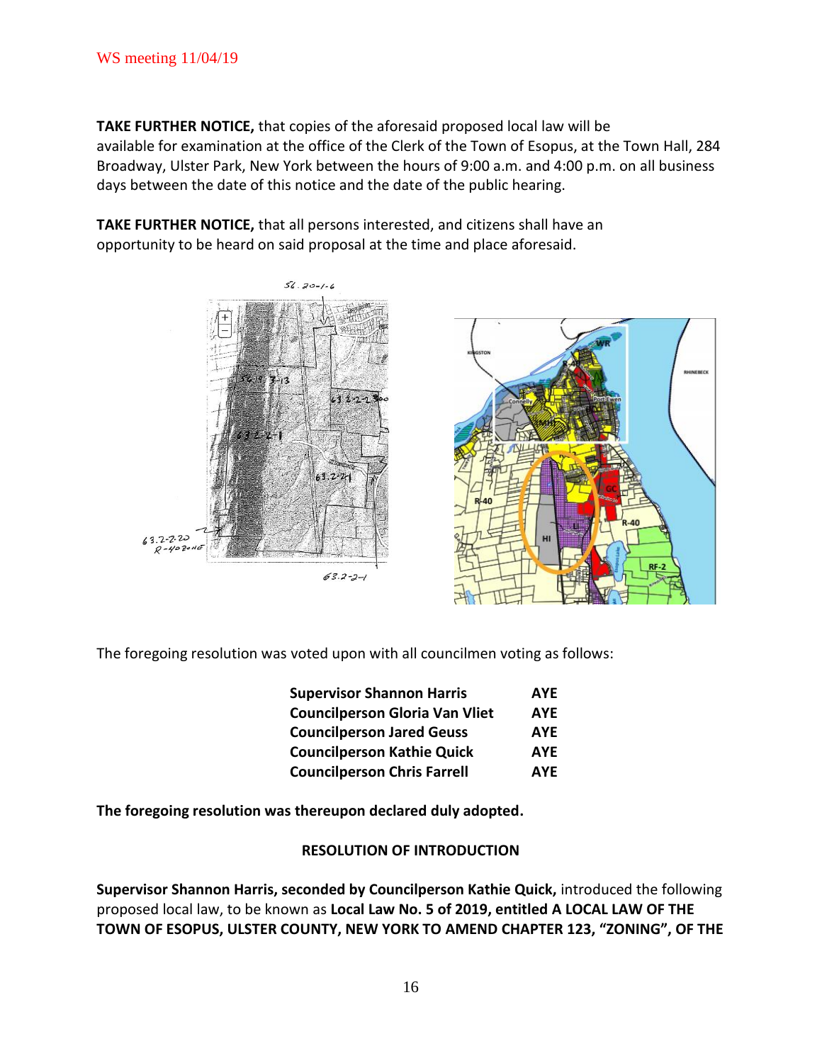**TAKE FURTHER NOTICE,** that copies of the aforesaid proposed local law will be available for examination at the office of the Clerk of the Town of Esopus, at the Town Hall, 284 Broadway, Ulster Park, New York between the hours of 9:00 a.m. and 4:00 p.m. on all business days between the date of this notice and the date of the public hearing.

**TAKE FURTHER NOTICE,** that all persons interested, and citizens shall have an opportunity to be heard on said proposal at the time and place aforesaid.

The foregoing resolution was voted upon with all councilmen voting as follows:

| | |
|---|---|
| **Supervisor Shannon Harris** | **AYE** |
| **Councilperson Gloria Van Vliet** | **AYE** |
| **Councilperson Jared Geuss** | **AYE** |
| **Councilperson Kathie Quick** | **AYE** |
| **Councilperson Chris Farrell** | **AYE** |

**The foregoing resolution was thereupon declared duly adopted.**

**RESOLUTION OF INTRODUCTION**

**Supervisor Shannon Harris, seconded by Councilperson Kathie Quick,** introduced the following proposed local law, to be known as **Local Law No. 5 of 2019, entitled A LOCAL LAW OF THE TOWN OF ESOPUS, ULSTER COUNTY, NEW YORK TO AMEND CHAPTER 123, "ZONING", OF THE**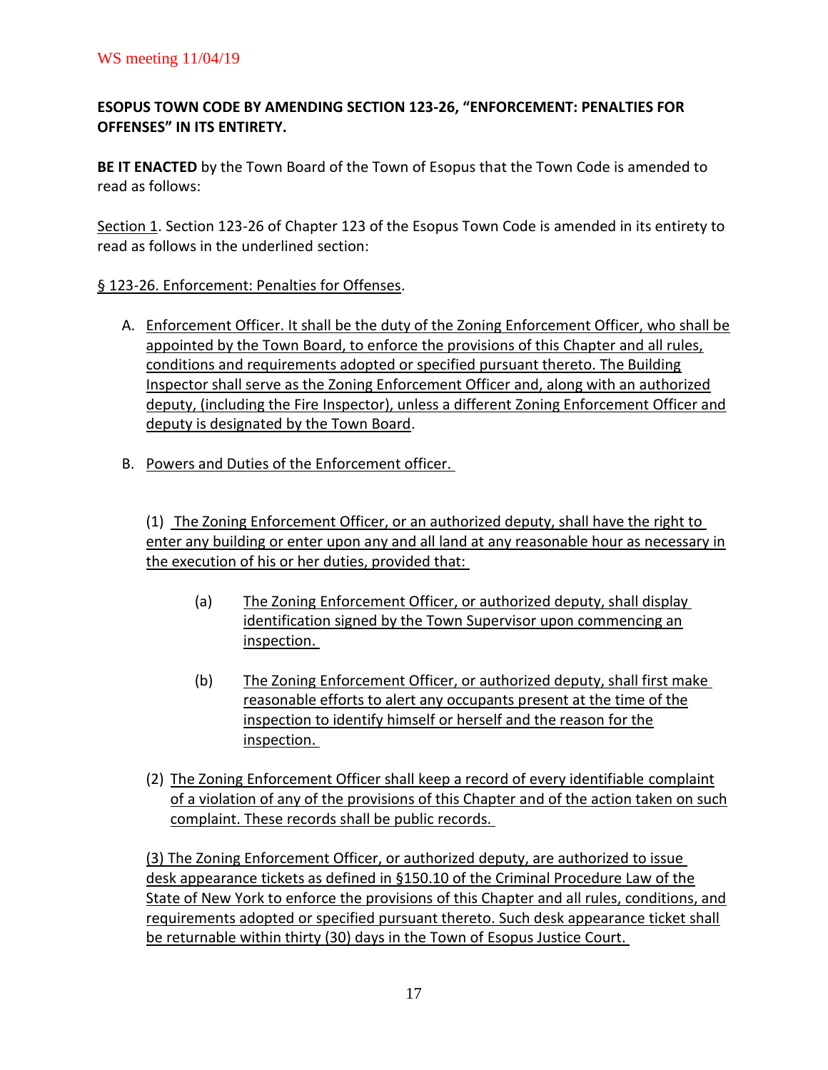WS meeting 11/04/19

**ESOPUS TOWN CODE BY AMENDING SECTION 123-26, "ENFORCEMENT: PENALTIES FOR OFFENSES" IN ITS ENTIRETY.**

**BE IT ENACTED** by the Town Board of the Town of Esopus that the Town Code is amended to read as follows:

Section 1. Section 123-26 of Chapter 123 of the Esopus Town Code is amended in its entirety to read as follows in the underlined section:

§ 123-26. Enforcement: Penalties for Offenses.

A. Enforcement Officer. It shall be the duty of the Zoning Enforcement Officer, who shall be appointed by the Town Board, to enforce the provisions of this Chapter and all rules, conditions and requirements adopted or specified pursuant thereto. The Building Inspector shall serve as the Zoning Enforcement Officer and, along with an authorized deputy, (including the Fire Inspector), unless a different Zoning Enforcement Officer and deputy is designated by the Town Board.

B. Powers and Duties of the Enforcement officer.

(1) The Zoning Enforcement Officer, or an authorized deputy, shall have the right to enter any building or enter upon any and all land at any reasonable hour as necessary in the execution of his or her duties, provided that:

(a) The Zoning Enforcement Officer, or authorized deputy, shall display identification signed by the Town Supervisor upon commencing an inspection.

(b) The Zoning Enforcement Officer, or authorized deputy, shall first make reasonable efforts to alert any occupants present at the time of the inspection to identify himself or herself and the reason for the inspection.

(2) The Zoning Enforcement Officer shall keep a record of every identifiable complaint of a violation of any of the provisions of this Chapter and of the action taken on such complaint. These records shall be public records.

(3) The Zoning Enforcement Officer, or authorized deputy, are authorized to issue desk appearance tickets as defined in §150.10 of the Criminal Procedure Law of the State of New York to enforce the provisions of this Chapter and all rules, conditions, and requirements adopted or specified pursuant thereto. Such desk appearance ticket shall be returnable within thirty (30) days in the Town of Esopus Justice Court.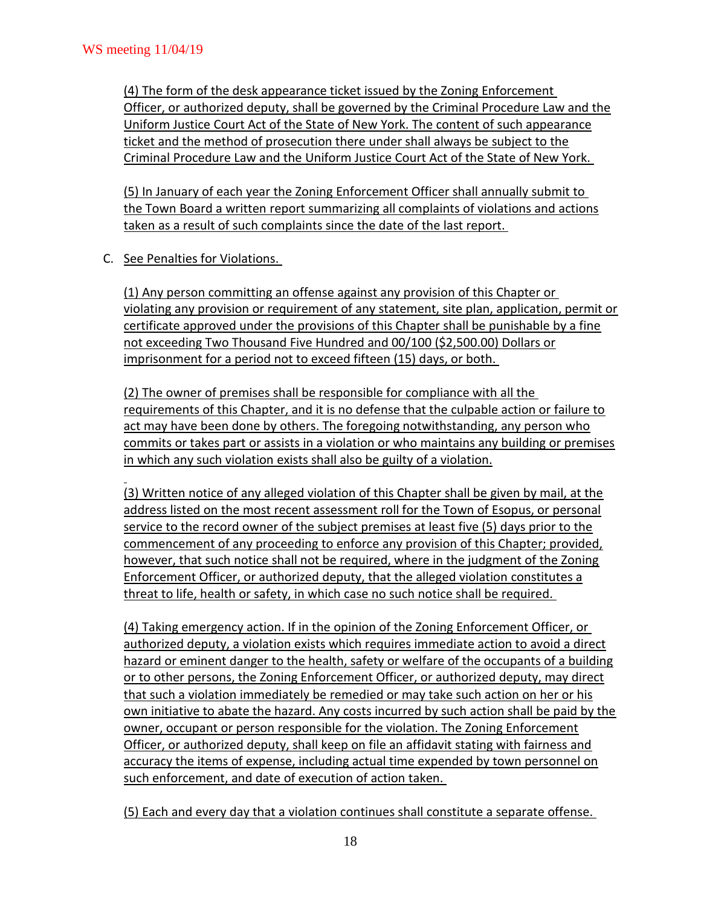(4) The form of the desk appearance ticket issued by the Zoning Enforcement Officer, or authorized deputy, shall be governed by the Criminal Procedure Law and the Uniform Justice Court Act of the State of New York. The content of such appearance ticket and the method of prosecution there under shall always be subject to the Criminal Procedure Law and the Uniform Justice Court Act of the State of New York.

(5) In January of each year the Zoning Enforcement Officer shall annually submit to the Town Board a written report summarizing all complaints of violations and actions taken as a result of such complaints since the date of the last report.

C. See Penalties for Violations.

(1) Any person committing an offense against any provision of this Chapter or violating any provision or requirement of any statement, site plan, application, permit or certificate approved under the provisions of this Chapter shall be punishable by a fine not exceeding Two Thousand Five Hundred and 00/100 ($2,500.00) Dollars or imprisonment for a period not to exceed fifteen (15) days, or both.

(2) The owner of premises shall be responsible for compliance with all the requirements of this Chapter, and it is no defense that the culpable action or failure to act may have been done by others. The foregoing notwithstanding, any person who commits or takes part or assists in a violation or who maintains any building or premises in which any such violation exists shall also be guilty of a violation.

(3) Written notice of any alleged violation of this Chapter shall be given by mail, at the address listed on the most recent assessment roll for the Town of Esopus, or personal service to the record owner of the subject premises at least five (5) days prior to the commencement of any proceeding to enforce any provision of this Chapter; provided, however, that such notice shall not be required, where in the judgment of the Zoning Enforcement Officer, or authorized deputy, that the alleged violation constitutes a threat to life, health or safety, in which case no such notice shall be required.

(4) Taking emergency action. If in the opinion of the Zoning Enforcement Officer, or authorized deputy, a violation exists which requires immediate action to avoid a direct hazard or eminent danger to the health, safety or welfare of the occupants of a building or to other persons, the Zoning Enforcement Officer, or authorized deputy, may direct that such a violation immediately be remedied or may take such action on her or his own initiative to abate the hazard. Any costs incurred by such action shall be paid by the owner, occupant or person responsible for the violation. The Zoning Enforcement Officer, or authorized deputy, shall keep on file an affidavit stating with fairness and accuracy the items of expense, including actual time expended by town personnel on such enforcement, and date of execution of action taken.

(5) Each and every day that a violation continues shall constitute a separate offense.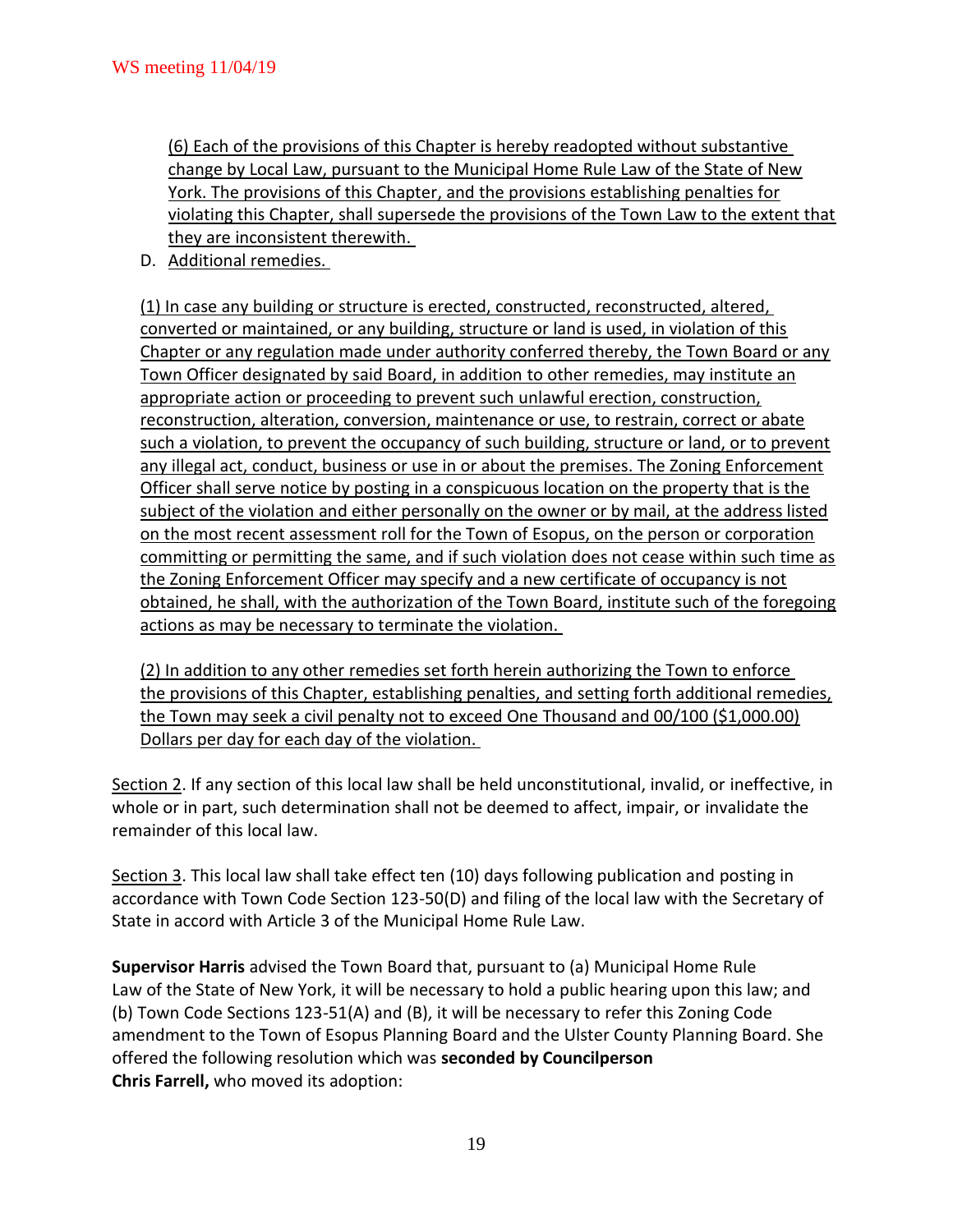(6) Each of the provisions of this Chapter is hereby readopted without substantive change by Local Law, pursuant to the Municipal Home Rule Law of the State of New York. The provisions of this Chapter, and the provisions establishing penalties for violating this Chapter, shall supersede the provisions of the Town Law to the extent that they are inconsistent therewith.

D. Additional remedies.

(1) In case any building or structure is erected, constructed, reconstructed, altered, converted or maintained, or any building, structure or land is used, in violation of this Chapter or any regulation made under authority conferred thereby, the Town Board or any Town Officer designated by said Board, in addition to other remedies, may institute an appropriate action or proceeding to prevent such unlawful erection, construction, reconstruction, alteration, conversion, maintenance or use, to restrain, correct or abate such a violation, to prevent the occupancy of such building, structure or land, or to prevent any illegal act, conduct, business or use in or about the premises. The Zoning Enforcement Officer shall serve notice by posting in a conspicuous location on the property that is the subject of the violation and either personally on the owner or by mail, at the address listed on the most recent assessment roll for the Town of Esopus, on the person or corporation committing or permitting the same, and if such violation does not cease within such time as the Zoning Enforcement Officer may specify and a new certificate of occupancy is not obtained, he shall, with the authorization of the Town Board, institute such of the foregoing actions as may be necessary to terminate the violation.

(2) In addition to any other remedies set forth herein authorizing the Town to enforce the provisions of this Chapter, establishing penalties, and setting forth additional remedies, the Town may seek a civil penalty not to exceed One Thousand and 00/100 ($1,000.00) Dollars per day for each day of the violation.

Section 2. If any section of this local law shall be held unconstitutional, invalid, or ineffective, in whole or in part, such determination shall not be deemed to affect, impair, or invalidate the remainder of this local law.

Section 3. This local law shall take effect ten (10) days following publication and posting in accordance with Town Code Section 123-50(D) and filing of the local law with the Secretary of State in accord with Article 3 of the Municipal Home Rule Law.

**Supervisor Harris** advised the Town Board that, pursuant to (a) Municipal Home Rule Law of the State of New York, it will be necessary to hold a public hearing upon this law; and (b) Town Code Sections 123-51(A) and (B), it will be necessary to refer this Zoning Code amendment to the Town of Esopus Planning Board and the Ulster County Planning Board. She offered the following resolution which was **seconded by Councilperson Chris Farrell,** who moved its adoption: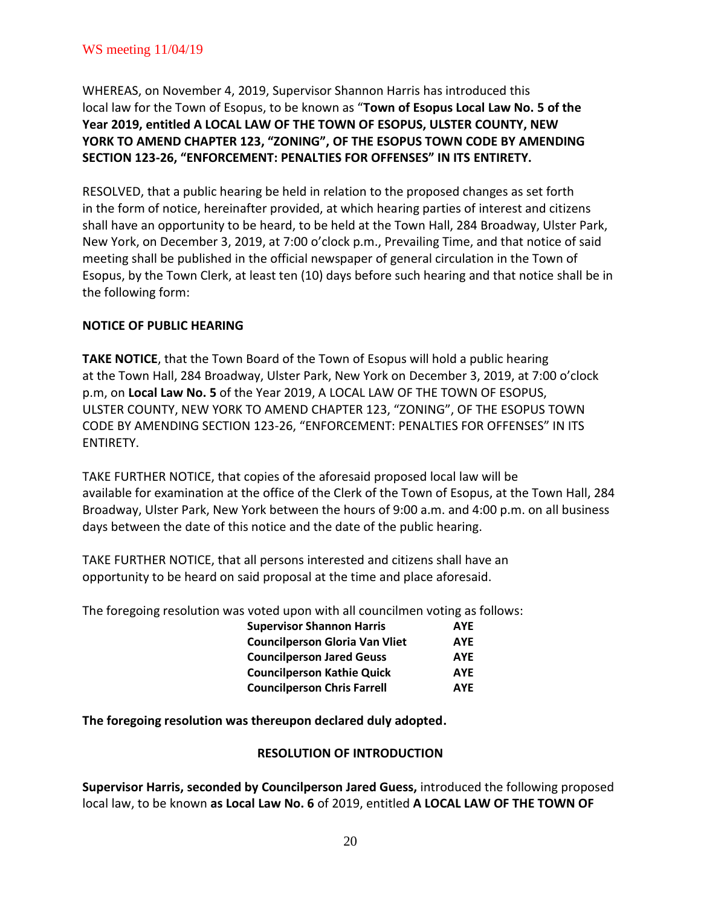WS meeting 11/04/19

WHEREAS, on November 4, 2019, Supervisor Shannon Harris has introduced this local law for the Town of Esopus, to be known as "**Town of Esopus Local Law No. 5 of the Year 2019, entitled A LOCAL LAW OF THE TOWN OF ESOPUS, ULSTER COUNTY, NEW YORK TO AMEND CHAPTER 123, "ZONING", OF THE ESOPUS TOWN CODE BY AMENDING SECTION 123-26, "ENFORCEMENT: PENALTIES FOR OFFENSES" IN ITS ENTIRETY.**

RESOLVED, that a public hearing be held in relation to the proposed changes as set forth in the form of notice, hereinafter provided, at which hearing parties of interest and citizens shall have an opportunity to be heard, to be held at the Town Hall, 284 Broadway, Ulster Park, New York, on December 3, 2019, at 7:00 o'clock p.m., Prevailing Time, and that notice of said meeting shall be published in the official newspaper of general circulation in the Town of Esopus, by the Town Clerk, at least ten (10) days before such hearing and that notice shall be in the following form:

**NOTICE OF PUBLIC HEARING**

**TAKE NOTICE**, that the Town Board of the Town of Esopus will hold a public hearing at the Town Hall, 284 Broadway, Ulster Park, New York on December 3, 2019, at 7:00 o'clock p.m, on **Local Law No. 5** of the Year 2019, A LOCAL LAW OF THE TOWN OF ESOPUS, ULSTER COUNTY, NEW YORK TO AMEND CHAPTER 123, "ZONING", OF THE ESOPUS TOWN CODE BY AMENDING SECTION 123-26, "ENFORCEMENT: PENALTIES FOR OFFENSES" IN ITS ENTIRETY.

TAKE FURTHER NOTICE, that copies of the aforesaid proposed local law will be available for examination at the office of the Clerk of the Town of Esopus, at the Town Hall, 284 Broadway, Ulster Park, New York between the hours of 9:00 a.m. and 4:00 p.m. on all business days between the date of this notice and the date of the public hearing.

TAKE FURTHER NOTICE, that all persons interested and citizens shall have an opportunity to be heard on said proposal at the time and place aforesaid.

The foregoing resolution was voted upon with all councilmen voting as follows:

| | |
|---|---|
| **Supervisor Shannon Harris** | **AYE** |
| **Councilperson Gloria Van Vliet** | **AYE** |
| **Councilperson Jared Geuss** | **AYE** |
| **Councilperson Kathie Quick** | **AYE** |
| **Councilperson Chris Farrell** | **AYE** |

**The foregoing resolution was thereupon declared duly adopted.**

**RESOLUTION OF INTRODUCTION**

**Supervisor Harris, seconded by Councilperson Jared Guess,** introduced the following proposed local law, to be known **as Local Law No. 6** of 2019, entitled **A LOCAL LAW OF THE TOWN OF**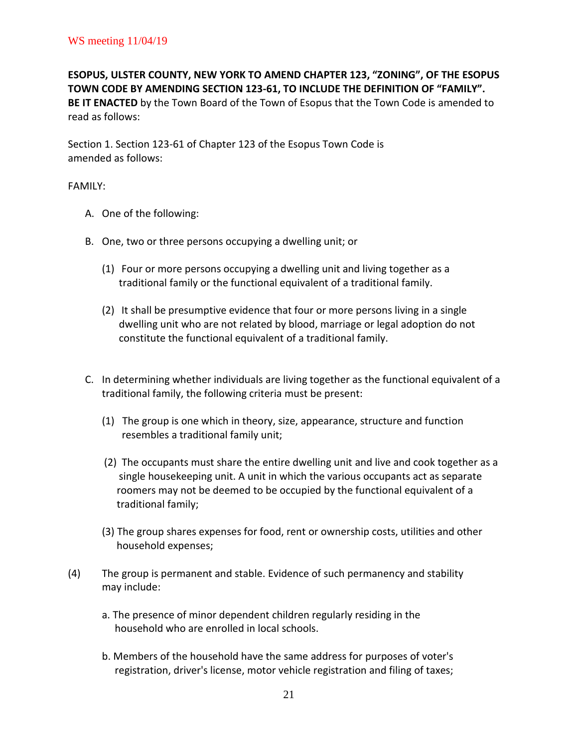WS meeting 11/04/19

**ESOPUS, ULSTER COUNTY, NEW YORK TO AMEND CHAPTER 123, "ZONING", OF THE ESOPUS TOWN CODE BY AMENDING SECTION 123-61, TO INCLUDE THE DEFINITION OF "FAMILY".**

**BE IT ENACTED** by the Town Board of the Town of Esopus that the Town Code is amended to read as follows:

Section 1. Section 123-61 of Chapter 123 of the Esopus Town Code is amended as follows:

FAMILY:

A. One of the following:

B. One, two or three persons occupying a dwelling unit; or

   (1) Four or more persons occupying a dwelling unit and living together as a traditional family or the functional equivalent of a traditional family.

   (2) It shall be presumptive evidence that four or more persons living in a single dwelling unit who are not related by blood, marriage or legal adoption do not constitute the functional equivalent of a traditional family.

C. In determining whether individuals are living together as the functional equivalent of a traditional family, the following criteria must be present:

   (1) The group is one which in theory, size, appearance, structure and function resembles a traditional family unit;

   (2) The occupants must share the entire dwelling unit and live and cook together as a single housekeeping unit. A unit in which the various occupants act as separate roomers may not be deemed to be occupied by the functional equivalent of a traditional family;

   (3) The group shares expenses for food, rent or ownership costs, utilities and other household expenses;

(4) The group is permanent and stable. Evidence of such permanency and stability may include:

   a. The presence of minor dependent children regularly residing in the household who are enrolled in local schools.

   b. Members of the household have the same address for purposes of voter's registration, driver's license, motor vehicle registration and filing of taxes;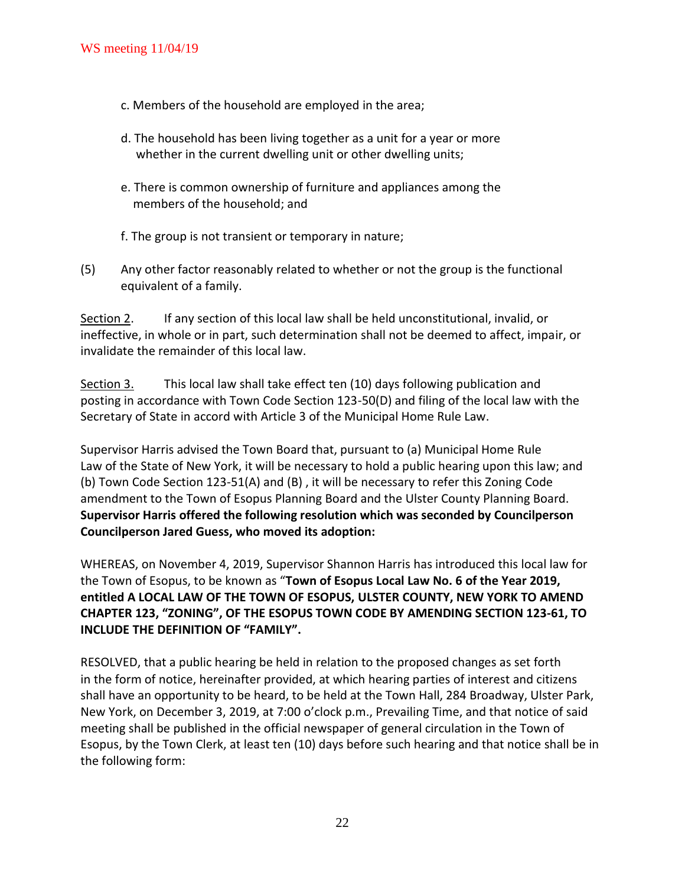c. Members of the household are employed in the area;

d. The household has been living together as a unit for a year or more whether in the current dwelling unit or other dwelling units;

e. There is common ownership of furniture and appliances among the members of the household; and

f. The group is not transient or temporary in nature;

(5) Any other factor reasonably related to whether or not the group is the functional equivalent of a family.

Section 2. If any section of this local law shall be held unconstitutional, invalid, or ineffective, in whole or in part, such determination shall not be deemed to affect, impair, or invalidate the remainder of this local law.

Section 3. This local law shall take effect ten (10) days following publication and posting in accordance with Town Code Section 123-50(D) and filing of the local law with the Secretary of State in accord with Article 3 of the Municipal Home Rule Law.

Supervisor Harris advised the Town Board that, pursuant to (a) Municipal Home Rule Law of the State of New York, it will be necessary to hold a public hearing upon this law; and (b) Town Code Section 123-51(A) and (B) , it will be necessary to refer this Zoning Code amendment to the Town of Esopus Planning Board and the Ulster County Planning Board. **Supervisor Harris offered the following resolution which was seconded by Councilperson Councilperson Jared Guess, who moved its adoption:**

WHEREAS, on November 4, 2019, Supervisor Shannon Harris has introduced this local law for the Town of Esopus, to be known as "**Town of Esopus Local Law No. 6 of the Year 2019, entitled A LOCAL LAW OF THE TOWN OF ESOPUS, ULSTER COUNTY, NEW YORK TO AMEND CHAPTER 123, "ZONING", OF THE ESOPUS TOWN CODE BY AMENDING SECTION 123-61, TO INCLUDE THE DEFINITION OF "FAMILY".**

RESOLVED, that a public hearing be held in relation to the proposed changes as set forth in the form of notice, hereinafter provided, at which hearing parties of interest and citizens shall have an opportunity to be heard, to be held at the Town Hall, 284 Broadway, Ulster Park, New York, on December 3, 2019, at 7:00 o'clock p.m., Prevailing Time, and that notice of said meeting shall be published in the official newspaper of general circulation in the Town of Esopus, by the Town Clerk, at least ten (10) days before such hearing and that notice shall be in the following form: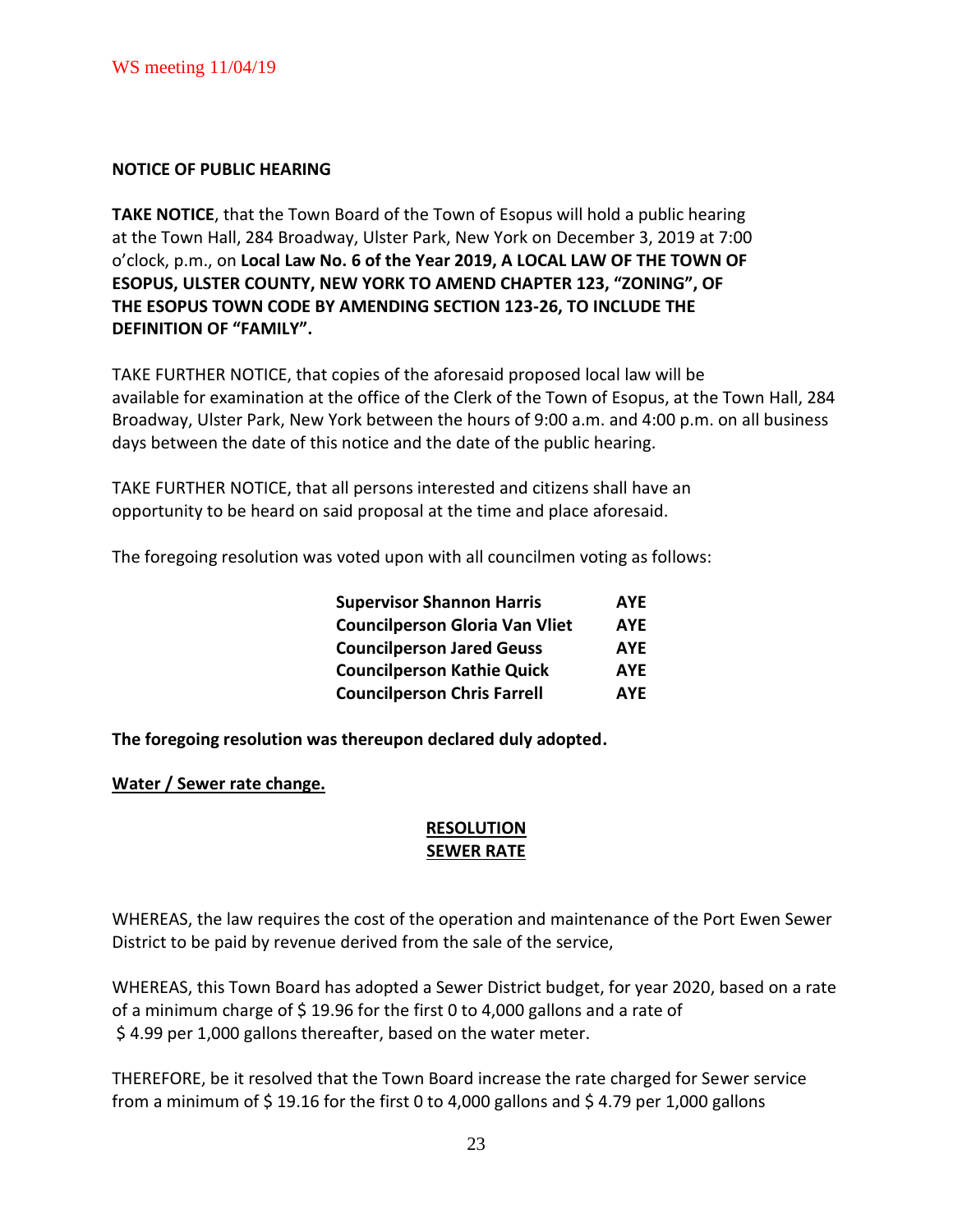**NOTICE OF PUBLIC HEARING**

**TAKE NOTICE**, that the Town Board of the Town of Esopus will hold a public hearing at the Town Hall, 284 Broadway, Ulster Park, New York on December 3, 2019 at 7:00 o'clock, p.m., on **Local Law No. 6 of the Year 2019, A LOCAL LAW OF THE TOWN OF ESOPUS, ULSTER COUNTY, NEW YORK TO AMEND CHAPTER 123, "ZONING", OF THE ESOPUS TOWN CODE BY AMENDING SECTION 123-26, TO INCLUDE THE DEFINITION OF "FAMILY".**

TAKE FURTHER NOTICE, that copies of the aforesaid proposed local law will be available for examination at the office of the Clerk of the Town of Esopus, at the Town Hall, 284 Broadway, Ulster Park, New York between the hours of 9:00 a.m. and 4:00 p.m. on all business days between the date of this notice and the date of the public hearing.

TAKE FURTHER NOTICE, that all persons interested and citizens shall have an opportunity to be heard on said proposal at the time and place aforesaid.

The foregoing resolution was voted upon with all councilmen voting as follows:

| | |
|---|---|
| **Supervisor Shannon Harris** | **AYE** |
| **Councilperson Gloria Van Vliet** | **AYE** |
| **Councilperson Jared Geuss** | **AYE** |
| **Councilperson Kathie Quick** | **AYE** |
| **Councilperson Chris Farrell** | **AYE** |

**The foregoing resolution was thereupon declared duly adopted.**

**Water / Sewer rate change.**

**RESOLUTION**
**SEWER RATE**

WHEREAS, the law requires the cost of the operation and maintenance of the Port Ewen Sewer District to be paid by revenue derived from the sale of the service,

WHEREAS, this Town Board has adopted a Sewer District budget, for year 2020, based on a rate of a minimum charge of $ 19.96 for the first 0 to 4,000 gallons and a rate of $ 4.99 per 1,000 gallons thereafter, based on the water meter.

THEREFORE, be it resolved that the Town Board increase the rate charged for Sewer service from a minimum of $ 19.16 for the first 0 to 4,000 gallons and $ 4.79 per 1,000 gallons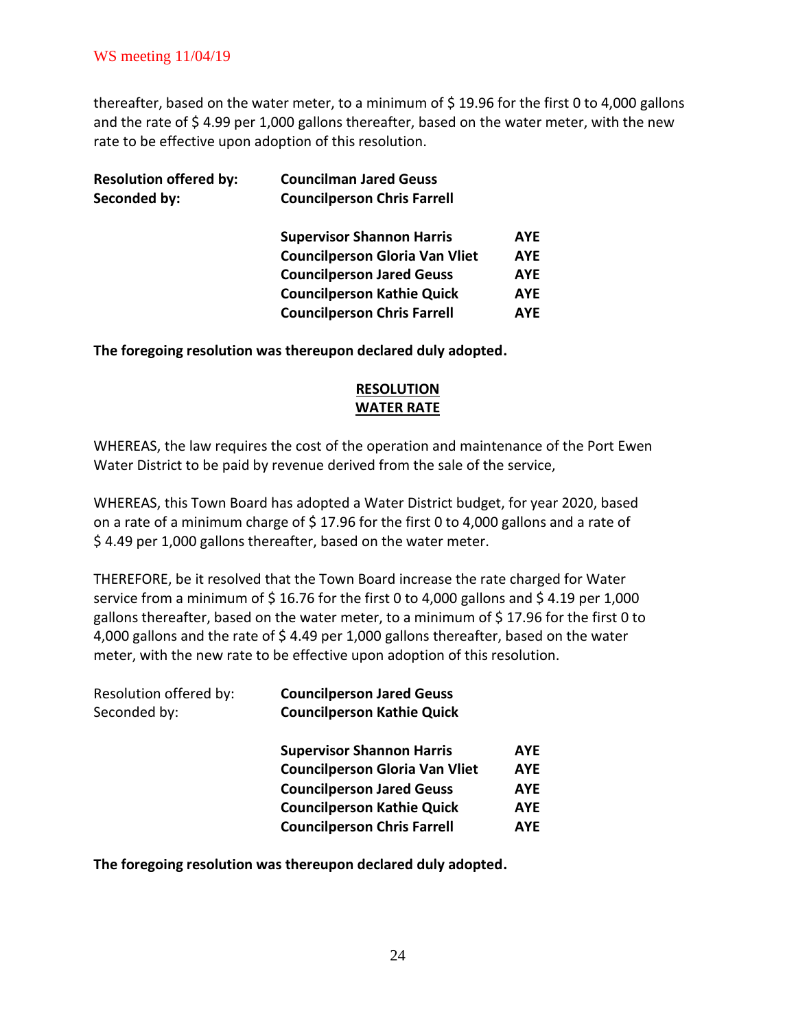thereafter, based on the water meter, to a minimum of $ 19.96 for the first 0 to 4,000 gallons and the rate of $ 4.99 per 1,000 gallons thereafter, based on the water meter, with the new rate to be effective upon adoption of this resolution.

| | | |
|---|---|---|
| **Resolution offered by:** | **Councilman Jared Geuss** | |
| **Seconded by:** | **Councilperson Chris Farrell** | |
| | **Supervisor Shannon Harris** | **AYE** |
| | **Councilperson Gloria Van Vliet** | **AYE** |
| | **Councilperson Jared Geuss** | **AYE** |
| | **Councilperson Kathie Quick** | **AYE** |
| | **Councilperson Chris Farrell** | **AYE** |

**The foregoing resolution was thereupon declared duly adopted.**

## RESOLUTION
## WATER RATE

WHEREAS, the law requires the cost of the operation and maintenance of the Port Ewen Water District to be paid by revenue derived from the sale of the service,

WHEREAS, this Town Board has adopted a Water District budget, for year 2020, based on a rate of a minimum charge of $ 17.96 for the first 0 to 4,000 gallons and a rate of $ 4.49 per 1,000 gallons thereafter, based on the water meter.

THEREFORE, be it resolved that the Town Board increase the rate charged for Water service from a minimum of $ 16.76 for the first 0 to 4,000 gallons and $ 4.19 per 1,000 gallons thereafter, based on the water meter, to a minimum of $ 17.96 for the first 0 to 4,000 gallons and the rate of $ 4.49 per 1,000 gallons thereafter, based on the water meter, with the new rate to be effective upon adoption of this resolution.

| | | |
|---|---|---|
| Resolution offered by: | **Councilperson Jared Geuss** | |
| Seconded by: | **Councilperson Kathie Quick** | |
| | **Supervisor Shannon Harris** | **AYE** |
| | **Councilperson Gloria Van Vliet** | **AYE** |
| | **Councilperson Jared Geuss** | **AYE** |
| | **Councilperson Kathie Quick** | **AYE** |
| | **Councilperson Chris Farrell** | **AYE** |

**The foregoing resolution was thereupon declared duly adopted.**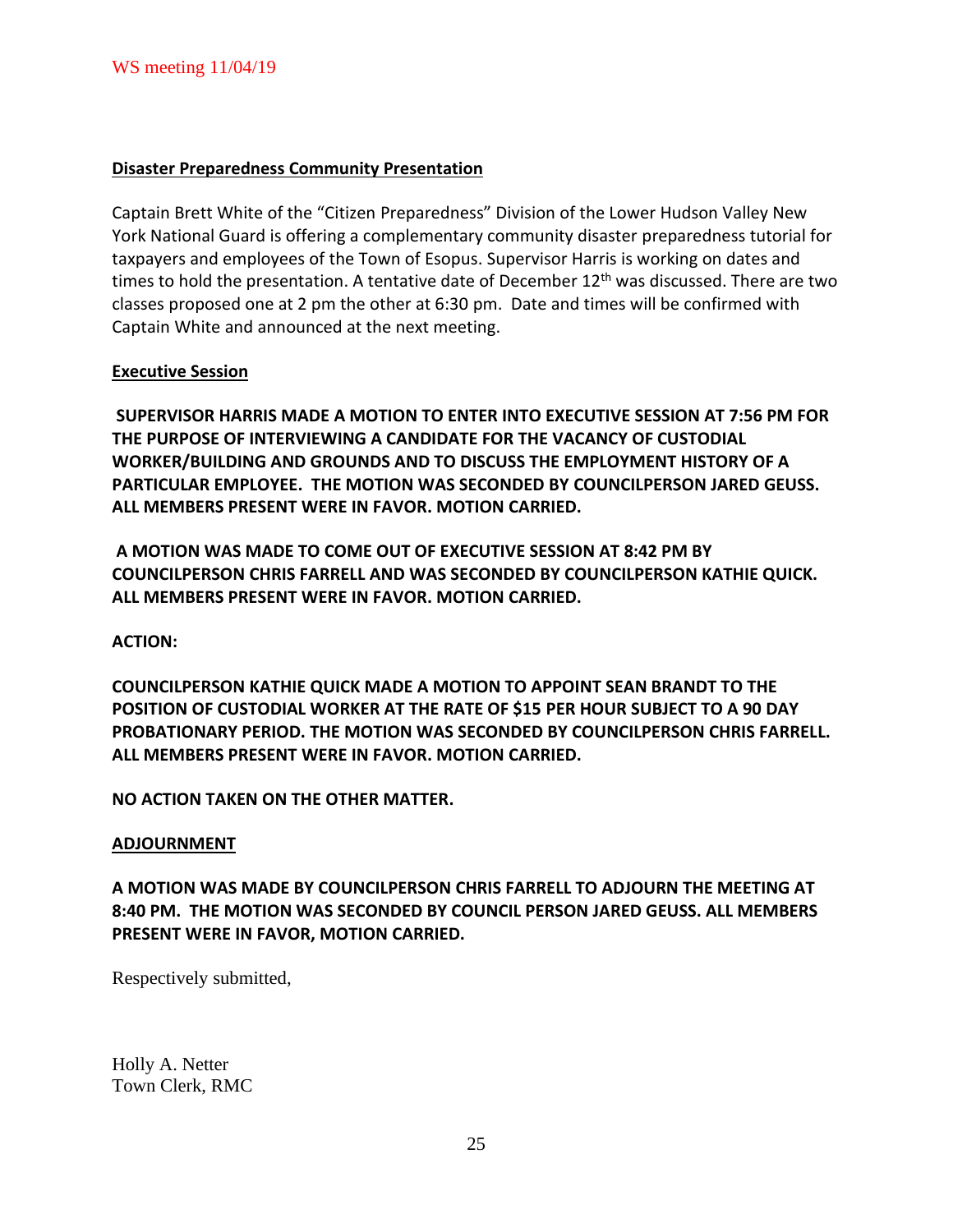WS meeting 11/04/19

**Disaster Preparedness Community Presentation**

Captain Brett White of the "Citizen Preparedness" Division of the Lower Hudson Valley New York National Guard is offering a complementary community disaster preparedness tutorial for taxpayers and employees of the Town of Esopus. Supervisor Harris is working on dates and times to hold the presentation. A tentative date of December 12th was discussed. There are two classes proposed one at 2 pm the other at 6:30 pm. Date and times will be confirmed with Captain White and announced at the next meeting.

**Executive Session**

**SUPERVISOR HARRIS MADE A MOTION TO ENTER INTO EXECUTIVE SESSION AT 7:56 PM FOR THE PURPOSE OF INTERVIEWING A CANDIDATE FOR THE VACANCY OF CUSTODIAL WORKER/BUILDING AND GROUNDS AND TO DISCUSS THE EMPLOYMENT HISTORY OF A PARTICULAR EMPLOYEE. THE MOTION WAS SECONDED BY COUNCILPERSON JARED GEUSS. ALL MEMBERS PRESENT WERE IN FAVOR. MOTION CARRIED.**

**A MOTION WAS MADE TO COME OUT OF EXECUTIVE SESSION AT 8:42 PM BY COUNCILPERSON CHRIS FARRELL AND WAS SECONDED BY COUNCILPERSON KATHIE QUICK. ALL MEMBERS PRESENT WERE IN FAVOR. MOTION CARRIED.**

**ACTION:**

**COUNCILPERSON KATHIE QUICK MADE A MOTION TO APPOINT SEAN BRANDT TO THE POSITION OF CUSTODIAL WORKER AT THE RATE OF $15 PER HOUR SUBJECT TO A 90 DAY PROBATIONARY PERIOD. THE MOTION WAS SECONDED BY COUNCILPERSON CHRIS FARRELL. ALL MEMBERS PRESENT WERE IN FAVOR. MOTION CARRIED.**

**NO ACTION TAKEN ON THE OTHER MATTER.**

**ADJOURNMENT**

**A MOTION WAS MADE BY COUNCILPERSON CHRIS FARRELL TO ADJOURN THE MEETING AT 8:40 PM. THE MOTION WAS SECONDED BY COUNCIL PERSON JARED GEUSS. ALL MEMBERS PRESENT WERE IN FAVOR, MOTION CARRIED.**

Respectively submitted,

Holly A. Netter
Town Clerk, RMC